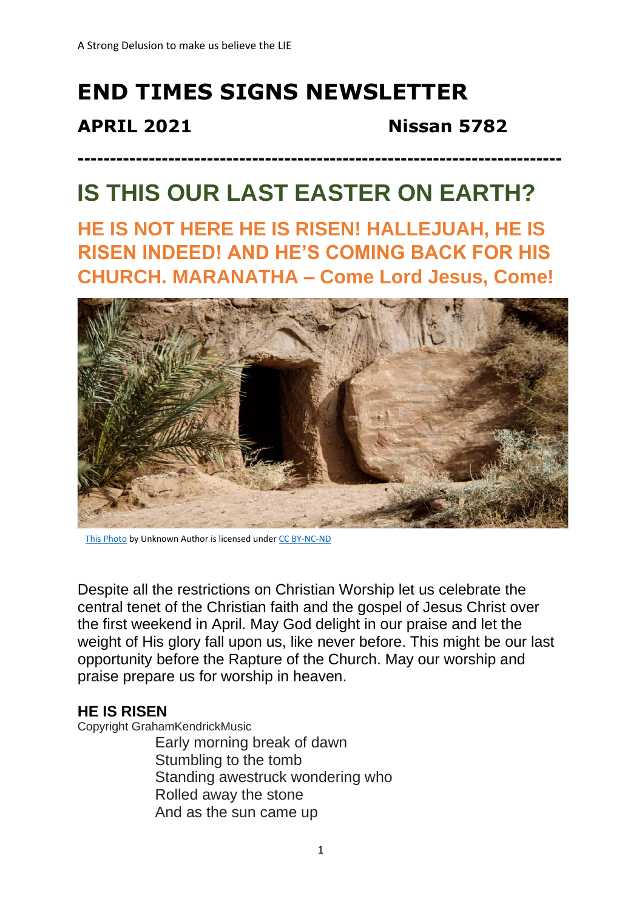A Strong Delusion to make us believe the LIE

# END TIMES SIGNS NEWSLETTER

**APRIL 2021** **Nissan 5782**

---

# IS THIS OUR LAST EASTER ON EARTH?

## HE IS NOT HERE HE IS RISEN! HALLEJUAH, HE IS RISEN INDEED! AND HE'S COMING BACK FOR HIS CHURCH. MARANATHA – Come Lord Jesus, Come!

This Photo by Unknown Author is licensed under CC BY-NC-ND

Despite all the restrictions on Christian Worship let us celebrate the central tenet of the Christian faith and the gospel of Jesus Christ over the first weekend in April. May God delight in our praise and let the weight of His glory fall upon us, like never before. This might be our last opportunity before the Rapture of the Church. May our worship and praise prepare us for worship in heaven.

### HE IS RISEN

Copyright GrahamKendrickMusic

Early morning break of dawn
Stumbling to the tomb
Standing awestruck wondering who
Rolled away the stone
And as the sun came up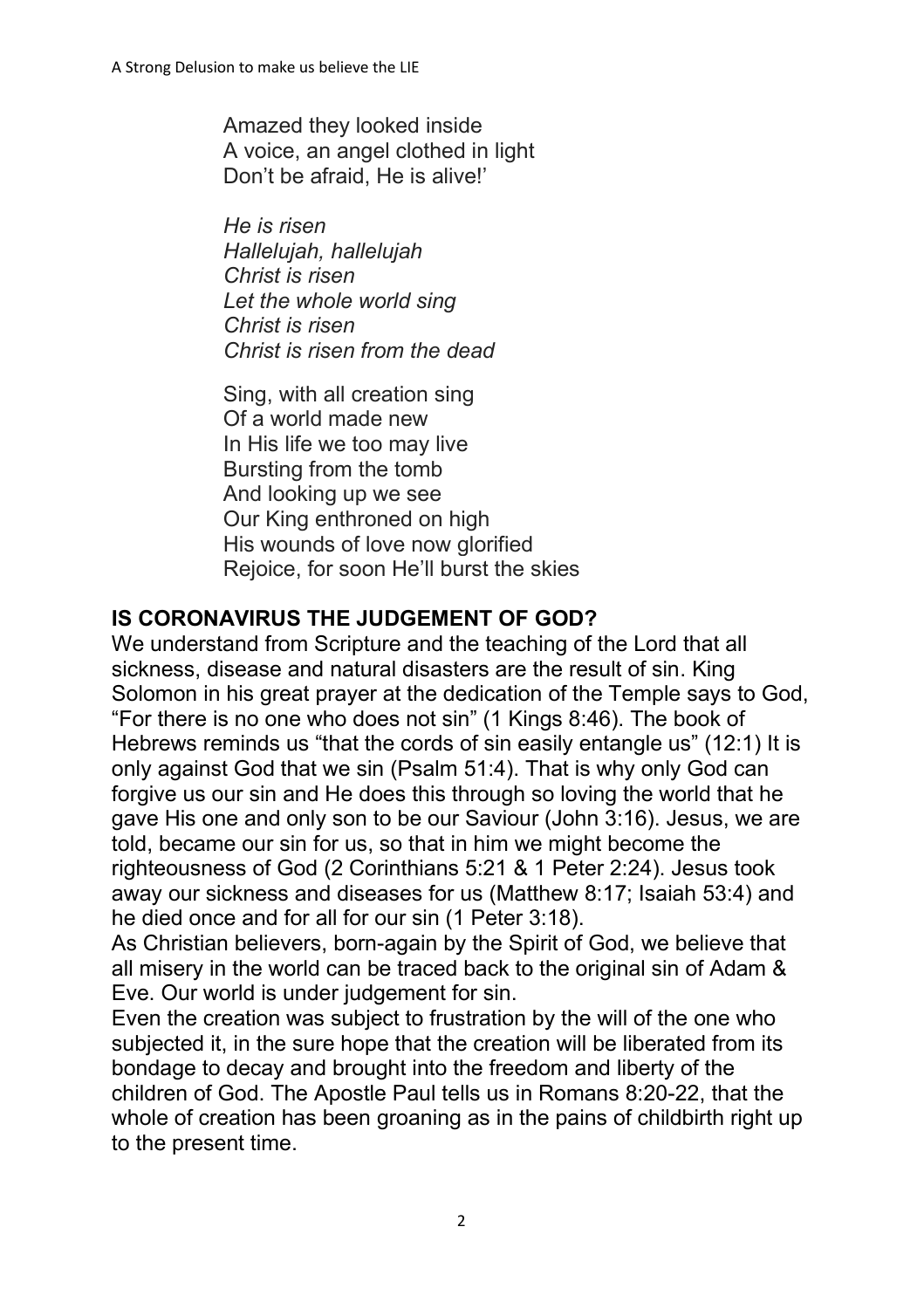Amazed they looked inside  
A voice, an angel clothed in light  
Don't be afraid, He is alive!'

*He is risen*  
*Hallelujah, hallelujah*  
*Christ is risen*  
*Let the whole world sing*  
*Christ is risen*  
*Christ is risen from the dead*

Sing, with all creation sing  
Of a world made new  
In His life we too may live  
Bursting from the tomb  
And looking up we see  
Our King enthroned on high  
His wounds of love now glorified  
Rejoice, for soon He'll burst the skies

## IS CORONAVIRUS THE JUDGEMENT OF GOD?

We understand from Scripture and the teaching of the Lord that all sickness, disease and natural disasters are the result of sin. King Solomon in his great prayer at the dedication of the Temple says to God, "For there is no one who does not sin" (1 Kings 8:46). The book of Hebrews reminds us "that the cords of sin easily entangle us" (12:1) It is only against God that we sin (Psalm 51:4). That is why only God can forgive us our sin and He does this through so loving the world that he gave His one and only son to be our Saviour (John 3:16). Jesus, we are told, became our sin for us, so that in him we might become the righteousness of God (2 Corinthians 5:21 & 1 Peter 2:24). Jesus took away our sickness and diseases for us (Matthew 8:17; Isaiah 53:4) and he died once and for all for our sin (1 Peter 3:18).

As Christian believers, born-again by the Spirit of God, we believe that all misery in the world can be traced back to the original sin of Adam & Eve. Our world is under judgement for sin.

Even the creation was subject to frustration by the will of the one who subjected it, in the sure hope that the creation will be liberated from its bondage to decay and brought into the freedom and liberty of the children of God. The Apostle Paul tells us in Romans 8:20-22, that the whole of creation has been groaning as in the pains of childbirth right up to the present time.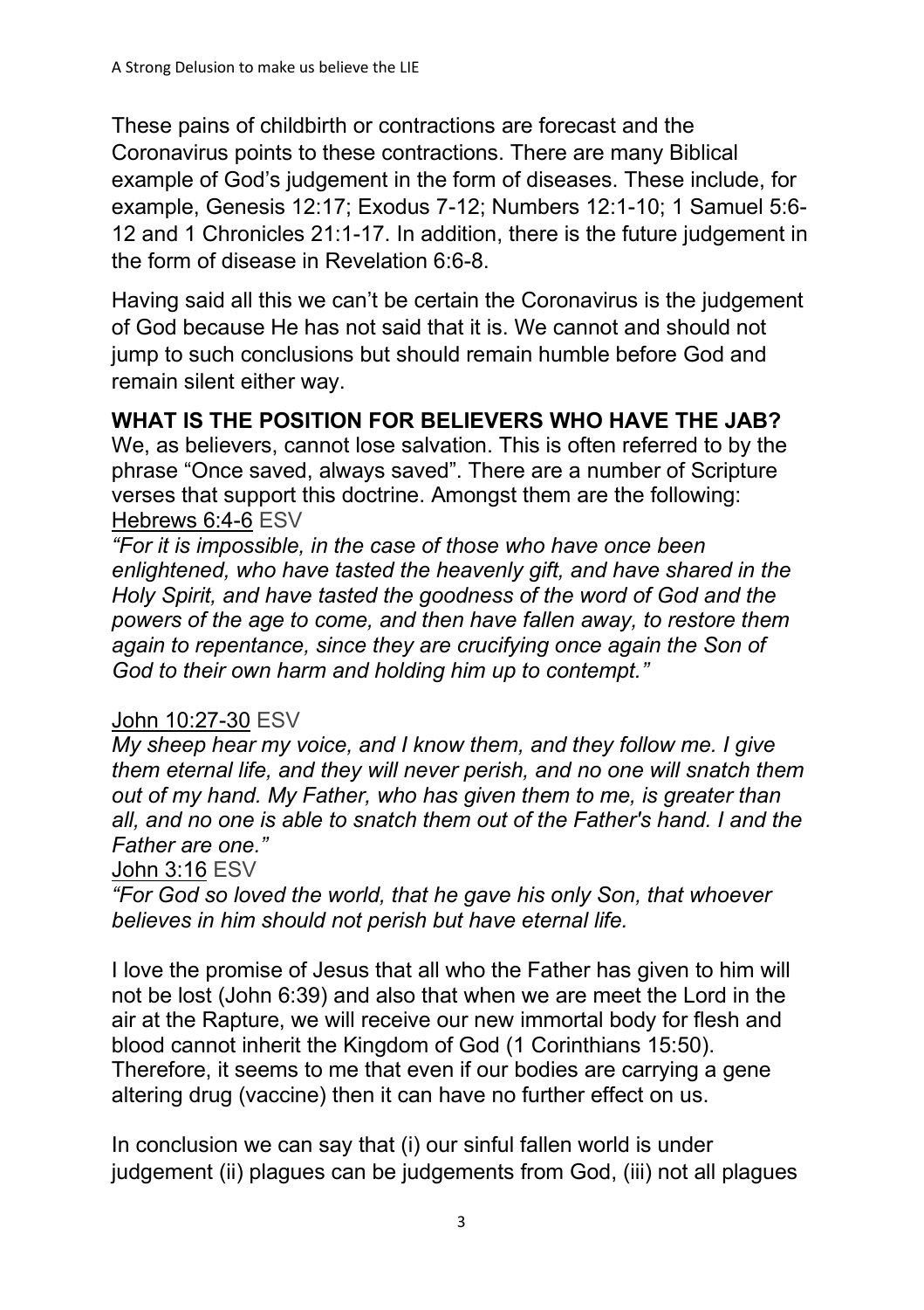These pains of childbirth or contractions are forecast and the Coronavirus points to these contractions. There are many Biblical example of God's judgement in the form of diseases. These include, for example, Genesis 12:17; Exodus 7-12; Numbers 12:1-10; 1 Samuel 5:6-12 and 1 Chronicles 21:1-17. In addition, there is the future judgement in the form of disease in Revelation 6:6-8.

Having said all this we can't be certain the Coronavirus is the judgement of God because He has not said that it is. We cannot and should not jump to such conclusions but should remain humble before God and remain silent either way.

**WHAT IS THE POSITION FOR BELIEVERS WHO HAVE THE JAB?**

We, as believers, cannot lose salvation. This is often referred to by the phrase "Once saved, always saved". There are a number of Scripture verses that support this doctrine. Amongst them are the following:

Hebrews 6:4-6 ESV

*"For it is impossible, in the case of those who have once been enlightened, who have tasted the heavenly gift, and have shared in the Holy Spirit, and have tasted the goodness of the word of God and the powers of the age to come, and then have fallen away, to restore them again to repentance, since they are crucifying once again the Son of God to their own harm and holding him up to contempt."*

John 10:27-30 ESV

*My sheep hear my voice, and I know them, and they follow me. I give them eternal life, and they will never perish, and no one will snatch them out of my hand. My Father, who has given them to me, is greater than all, and no one is able to snatch them out of the Father's hand. I and the Father are one."*

John 3:16 ESV

*"For God so loved the world, that he gave his only Son, that whoever believes in him should not perish but have eternal life.*

I love the promise of Jesus that all who the Father has given to him will not be lost (John 6:39) and also that when we are meet the Lord in the air at the Rapture, we will receive our new immortal body for flesh and blood cannot inherit the Kingdom of God (1 Corinthians 15:50). Therefore, it seems to me that even if our bodies are carrying a gene altering drug (vaccine) then it can have no further effect on us.

In conclusion we can say that (i) our sinful fallen world is under judgement (ii) plagues can be judgements from God, (iii) not all plagues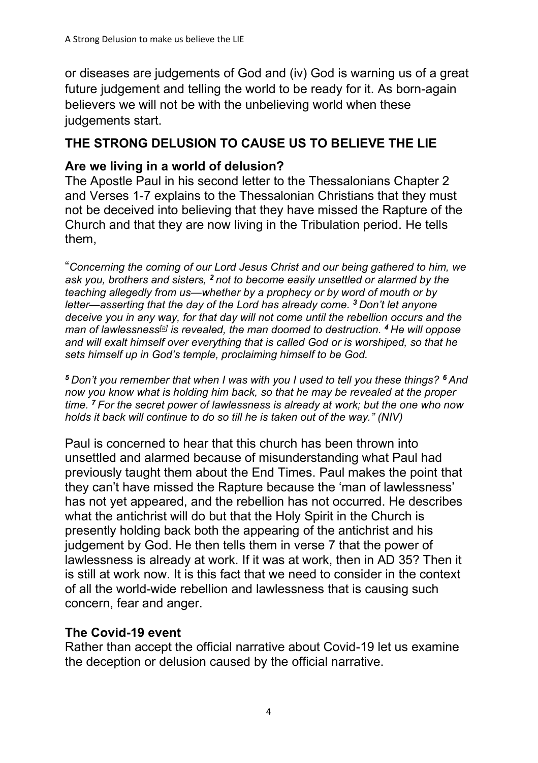or diseases are judgements of God and (iv) God is warning us of a great future judgement and telling the world to be ready for it. As born-again believers we will not be with the unbelieving world when these judgements start.

## THE STRONG DELUSION TO CAUSE US TO BELIEVE THE LIE

### Are we living in a world of delusion?

The Apostle Paul in his second letter to the Thessalonians Chapter 2 and Verses 1-7 explains to the Thessalonian Christians that they must not be deceived into believing that they have missed the Rapture of the Church and that they are now living in the Tribulation period. He tells them,

"*Concerning the coming of our Lord Jesus Christ and our being gathered to him, we ask you, brothers and sisters,* ***2*** *not to become easily unsettled or alarmed by the teaching allegedly from us—whether by a prophecy or by word of mouth or by letter—asserting that the day of the Lord has already come.* ***3*** *Don't let anyone deceive you in any way, for that day will not come until the rebellion occurs and the man of lawlessness*[a] *is revealed, the man doomed to destruction.* ***4*** *He will oppose and will exalt himself over everything that is called God or is worshiped, so that he sets himself up in God's temple, proclaiming himself to be God.*

***5*** *Don't you remember that when I was with you I used to tell you these things?* ***6*** *And now you know what is holding him back, so that he may be revealed at the proper time.* ***7*** *For the secret power of lawlessness is already at work; but the one who now holds it back will continue to do so till he is taken out of the way." (NIV)*

Paul is concerned to hear that this church has been thrown into unsettled and alarmed because of misunderstanding what Paul had previously taught them about the End Times. Paul makes the point that they can't have missed the Rapture because the 'man of lawlessness' has not yet appeared, and the rebellion has not occurred. He describes what the antichrist will do but that the Holy Spirit in the Church is presently holding back both the appearing of the antichrist and his judgement by God. He then tells them in verse 7 that the power of lawlessness is already at work. If it was at work, then in AD 35? Then it is still at work now. It is this fact that we need to consider in the context of all the world-wide rebellion and lawlessness that is causing such concern, fear and anger.

### The Covid-19 event

Rather than accept the official narrative about Covid-19 let us examine the deception or delusion caused by the official narrative.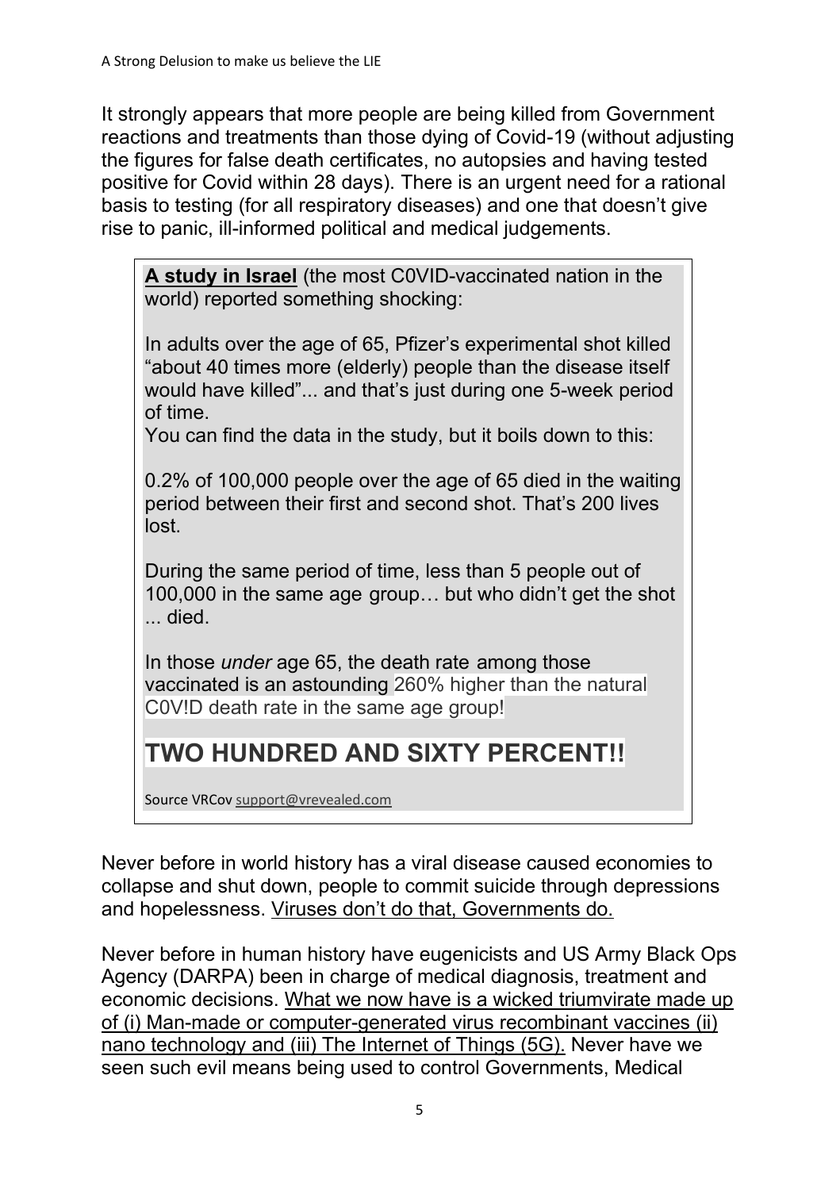It strongly appears that more people are being killed from Government reactions and treatments than those dying of Covid-19 (without adjusting the figures for false death certificates, no autopsies and having tested positive for Covid within 28 days). There is an urgent need for a rational basis to testing (for all respiratory diseases) and one that doesn't give rise to panic, ill-informed political and medical judgements.

> **A study in Israel** (the most C0VID-vaccinated nation in the world) reported something shocking:
>
> In adults over the age of 65, Pfizer's experimental shot killed "about 40 times more (elderly) people than the disease itself would have killed"... and that's just during one 5-week period of time.
> You can find the data in the study, but it boils down to this:
>
> 0.2% of 100,000 people over the age of 65 died in the waiting period between their first and second shot. That's 200 lives lost.
>
> During the same period of time, less than 5 people out of 100,000 in the same age group… but who didn't get the shot ... died.
>
> In those *under* age 65, the death rate among those vaccinated is an astounding 260% higher than the natural C0V!D death rate in the same age group!
>
> ## TWO HUNDRED AND SIXTY PERCENT!!
>
> Source VRCov support@vrevealed.com

Never before in world history has a viral disease caused economies to collapse and shut down, people to commit suicide through depressions and hopelessness. Viruses don't do that, Governments do.

Never before in human history have eugenicists and US Army Black Ops Agency (DARPA) been in charge of medical diagnosis, treatment and economic decisions. What we now have is a wicked triumvirate made up of (i) Man-made or computer-generated virus recombinant vaccines (ii) nano technology and (iii) The Internet of Things (5G). Never have we seen such evil means being used to control Governments, Medical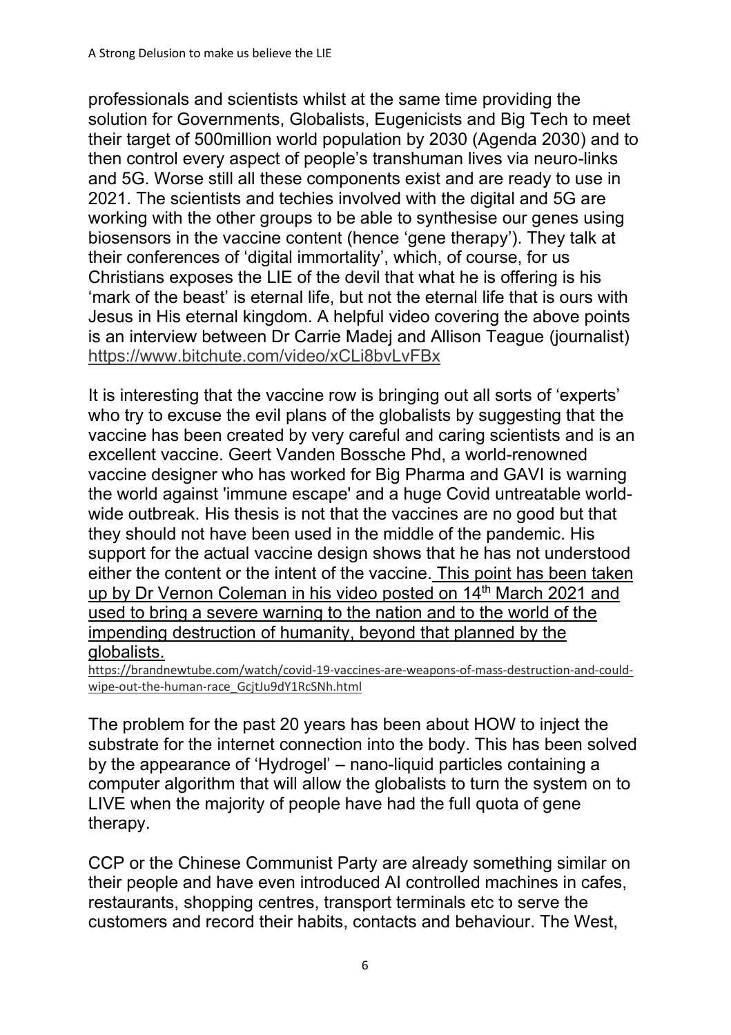professionals and scientists whilst at the same time providing the solution for Governments, Globalists, Eugenicists and Big Tech to meet their target of 500million world population by 2030 (Agenda 2030) and to then control every aspect of people's transhuman lives via neuro-links and 5G. Worse still all these components exist and are ready to use in 2021. The scientists and techies involved with the digital and 5G are working with the other groups to be able to synthesise our genes using biosensors in the vaccine content (hence 'gene therapy'). They talk at their conferences of 'digital immortality', which, of course, for us Christians exposes the LIE of the devil that what he is offering is his 'mark of the beast' is eternal life, but not the eternal life that is ours with Jesus in His eternal kingdom. A helpful video covering the above points is an interview between Dr Carrie Madej and Allison Teague (journalist) https://www.bitchute.com/video/xCLi8bvLvFBx

It is interesting that the vaccine row is bringing out all sorts of 'experts' who try to excuse the evil plans of the globalists by suggesting that the vaccine has been created by very careful and caring scientists and is an excellent vaccine. Geert Vanden Bossche Phd, a world-renowned vaccine designer who has worked for Big Pharma and GAVI is warning the world against 'immune escape' and a huge Covid untreatable world-wide outbreak. His thesis is not that the vaccines are no good but that they should not have been used in the middle of the pandemic. His support for the actual vaccine design shows that he has not understood either the content or the intent of the vaccine. <u>This point has been taken up by Dr Vernon Coleman in his video posted on 14th March 2021 and used to bring a severe warning to the nation and to the world of the impending destruction of humanity, beyond that planned by the globalists.</u>

https://brandnewtube.com/watch/covid-19-vaccines-are-weapons-of-mass-destruction-and-could-wipe-out-the-human-race_GcjtJu9dY1RcSNh.html

The problem for the past 20 years has been about HOW to inject the substrate for the internet connection into the body. This has been solved by the appearance of 'Hydrogel' – nano-liquid particles containing a computer algorithm that will allow the globalists to turn the system on to LIVE when the majority of people have had the full quota of gene therapy.

CCP or the Chinese Communist Party are already something similar on their people and have even introduced AI controlled machines in cafes, restaurants, shopping centres, transport terminals etc to serve the customers and record their habits, contacts and behaviour. The West,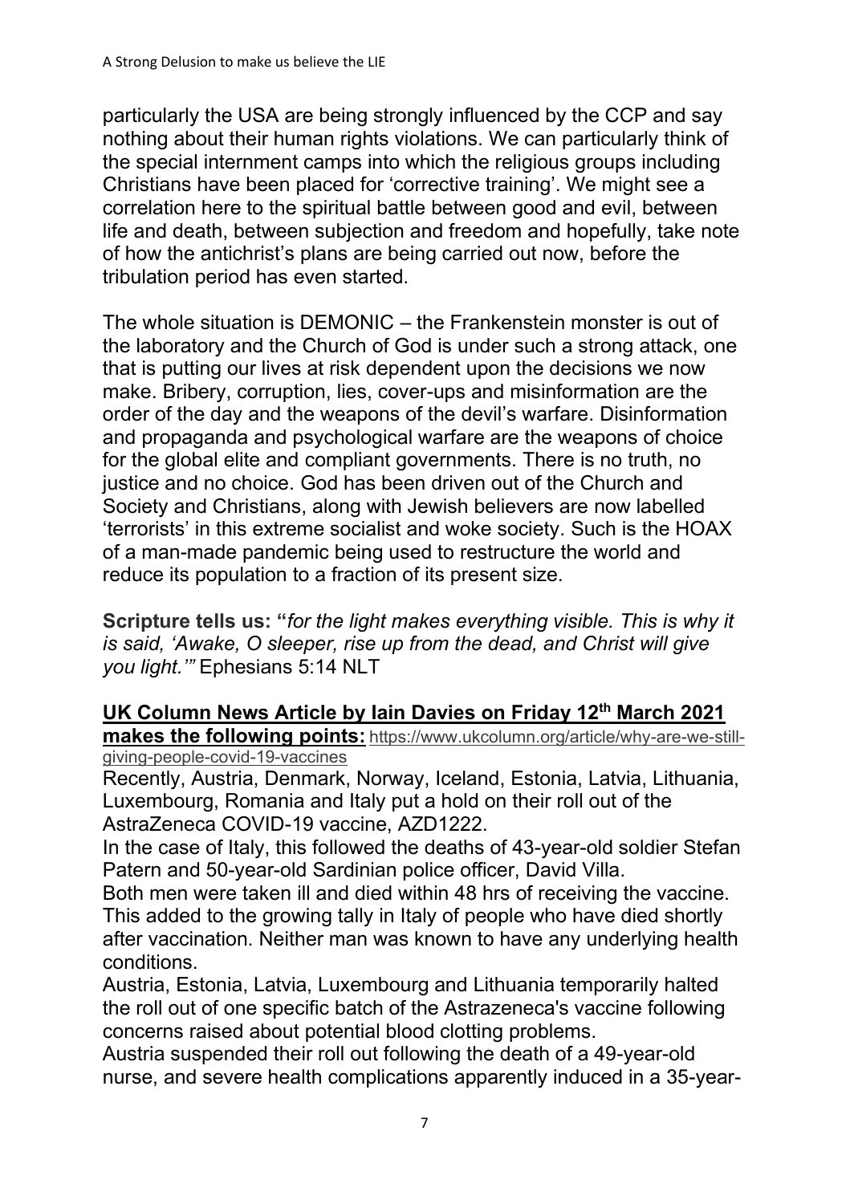particularly the USA are being strongly influenced by the CCP and say nothing about their human rights violations. We can particularly think of the special internment camps into which the religious groups including Christians have been placed for 'corrective training'. We might see a correlation here to the spiritual battle between good and evil, between life and death, between subjection and freedom and hopefully, take note of how the antichrist's plans are being carried out now, before the tribulation period has even started.

The whole situation is DEMONIC – the Frankenstein monster is out of the laboratory and the Church of God is under such a strong attack, one that is putting our lives at risk dependent upon the decisions we now make. Bribery, corruption, lies, cover-ups and misinformation are the order of the day and the weapons of the devil's warfare. Disinformation and propaganda and psychological warfare are the weapons of choice for the global elite and compliant governments. There is no truth, no justice and no choice. God has been driven out of the Church and Society and Christians, along with Jewish believers are now labelled 'terrorists' in this extreme socialist and woke society. Such is the HOAX of a man-made pandemic being used to restructure the world and reduce its population to a fraction of its present size.

**Scripture tells us: "***for the light makes everything visible. This is why it is said, 'Awake, O sleeper, rise up from the dead, and Christ will give you light.'"* Ephesians 5:14 NLT

**UK Column News Article by Iain Davies on Friday 12th March 2021 makes the following points:** https://www.ukcolumn.org/article/why-are-we-still-giving-people-covid-19-vaccines

Recently, Austria, Denmark, Norway, Iceland, Estonia, Latvia, Lithuania, Luxembourg, Romania and Italy put a hold on their roll out of the AstraZeneca COVID-19 vaccine, AZD1222.

In the case of Italy, this followed the deaths of 43-year-old soldier Stefan Patern and 50-year-old Sardinian police officer, David Villa.

Both men were taken ill and died within 48 hrs of receiving the vaccine. This added to the growing tally in Italy of people who have died shortly after vaccination. Neither man was known to have any underlying health conditions.

Austria, Estonia, Latvia, Luxembourg and Lithuania temporarily halted the roll out of one specific batch of the Astrazeneca's vaccine following concerns raised about potential blood clotting problems.

Austria suspended their roll out following the death of a 49-year-old nurse, and severe health complications apparently induced in a 35-year-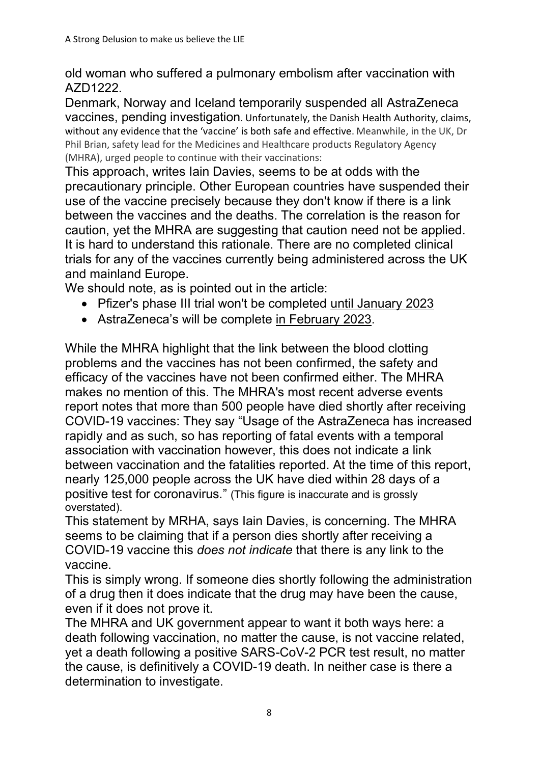old woman who suffered a pulmonary embolism after vaccination with AZD1222.

Denmark, Norway and Iceland temporarily suspended all AstraZeneca vaccines, pending investigation. Unfortunately, the Danish Health Authority, claims, without any evidence that the 'vaccine' is both safe and effective. Meanwhile, in the UK, Dr Phil Brian, safety lead for the Medicines and Healthcare products Regulatory Agency (MHRA), urged people to continue with their vaccinations:

This approach, writes Iain Davies, seems to be at odds with the precautionary principle. Other European countries have suspended their use of the vaccine precisely because they don't know if there is a link between the vaccines and the deaths. The correlation is the reason for caution, yet the MHRA are suggesting that caution need not be applied. It is hard to understand this rationale. There are no completed clinical trials for any of the vaccines currently being administered across the UK and mainland Europe.

We should note, as is pointed out in the article:

- Pfizer's phase III trial won't be completed until January 2023
- AstraZeneca's will be complete in February 2023.

While the MHRA highlight that the link between the blood clotting problems and the vaccines has not been confirmed, the safety and efficacy of the vaccines have not been confirmed either. The MHRA makes no mention of this. The MHRA's most recent adverse events report notes that more than 500 people have died shortly after receiving COVID-19 vaccines: They say "Usage of the AstraZeneca has increased rapidly and as such, so has reporting of fatal events with a temporal association with vaccination however, this does not indicate a link between vaccination and the fatalities reported. At the time of this report, nearly 125,000 people across the UK have died within 28 days of a positive test for coronavirus." (This figure is inaccurate and is grossly overstated).

This statement by MRHA, says Iain Davies, is concerning. The MHRA seems to be claiming that if a person dies shortly after receiving a COVID-19 vaccine this *does not indicate* that there is any link to the vaccine.

This is simply wrong. If someone dies shortly following the administration of a drug then it does indicate that the drug may have been the cause, even if it does not prove it.

The MHRA and UK government appear to want it both ways here: a death following vaccination, no matter the cause, is not vaccine related, yet a death following a positive SARS-CoV-2 PCR test result, no matter the cause, is definitively a COVID-19 death. In neither case is there a determination to investigate.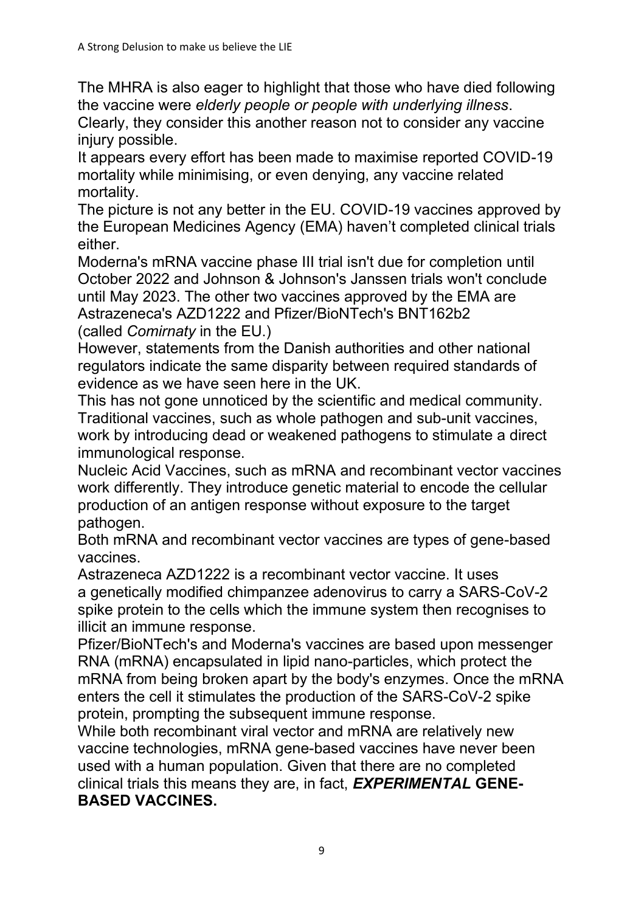The MHRA is also eager to highlight that those who have died following the vaccine were *elderly people or people with underlying illness*. Clearly, they consider this another reason not to consider any vaccine injury possible.

It appears every effort has been made to maximise reported COVID-19 mortality while minimising, or even denying, any vaccine related mortality.

The picture is not any better in the EU. COVID-19 vaccines approved by the European Medicines Agency (EMA) haven't completed clinical trials either.

Moderna's mRNA vaccine phase III trial isn't due for completion until October 2022 and Johnson & Johnson's Janssen trials won't conclude until May 2023. The other two vaccines approved by the EMA are Astrazeneca's AZD1222 and Pfizer/BioNTech's BNT162b2 (called *Comirnaty* in the EU.)

However, statements from the Danish authorities and other national regulators indicate the same disparity between required standards of evidence as we have seen here in the UK.

This has not gone unnoticed by the scientific and medical community.

Traditional vaccines, such as whole pathogen and sub-unit vaccines, work by introducing dead or weakened pathogens to stimulate a direct immunological response.

Nucleic Acid Vaccines, such as mRNA and recombinant vector vaccines work differently. They introduce genetic material to encode the cellular production of an antigen response without exposure to the target pathogen.

Both mRNA and recombinant vector vaccines are types of gene-based vaccines.

Astrazeneca AZD1222 is a recombinant vector vaccine. It uses a genetically modified chimpanzee adenovirus to carry a SARS-CoV-2 spike protein to the cells which the immune system then recognises to illicit an immune response.

Pfizer/BioNTech's and Moderna's vaccines are based upon messenger RNA (mRNA) encapsulated in lipid nano-particles, which protect the mRNA from being broken apart by the body's enzymes. Once the mRNA enters the cell it stimulates the production of the SARS-CoV-2 spike protein, prompting the subsequent immune response.

While both recombinant viral vector and mRNA are relatively new vaccine technologies, mRNA gene-based vaccines have never been used with a human population. Given that there are no completed clinical trials this means they are, in fact, ***EXPERIMENTAL* GENE-BASED VACCINES.**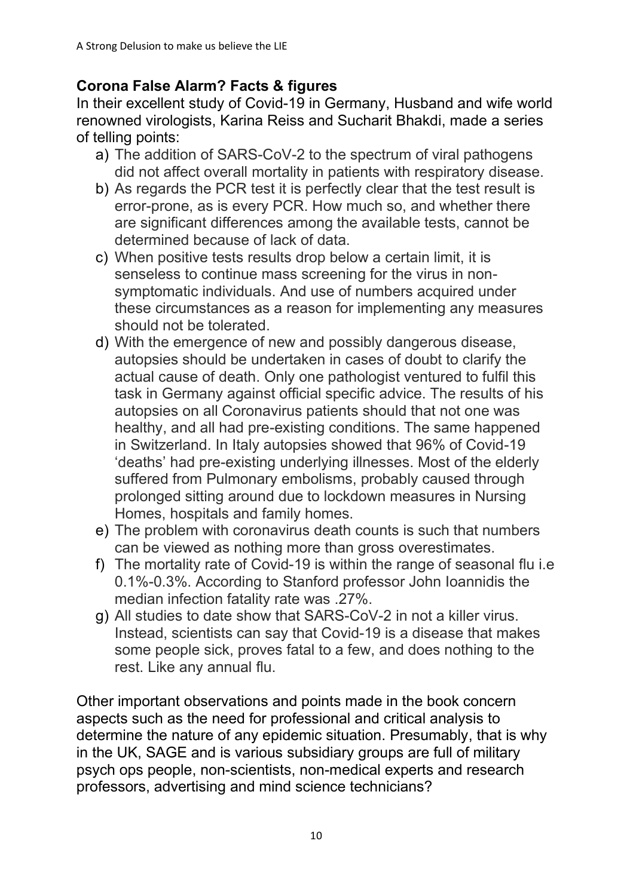## Corona False Alarm? Facts & figures

In their excellent study of Covid-19 in Germany, Husband and wife world renowned virologists, Karina Reiss and Sucharit Bhakdi, made a series of telling points:

a) The addition of SARS-CoV-2 to the spectrum of viral pathogens did not affect overall mortality in patients with respiratory disease.
b) As regards the PCR test it is perfectly clear that the test result is error-prone, as is every PCR. How much so, and whether there are significant differences among the available tests, cannot be determined because of lack of data.
c) When positive tests results drop below a certain limit, it is senseless to continue mass screening for the virus in non-symptomatic individuals. And use of numbers acquired under these circumstances as a reason for implementing any measures should not be tolerated.
d) With the emergence of new and possibly dangerous disease, autopsies should be undertaken in cases of doubt to clarify the actual cause of death. Only one pathologist ventured to fulfil this task in Germany against official specific advice. The results of his autopsies on all Coronavirus patients should that not one was healthy, and all had pre-existing conditions. The same happened in Switzerland. In Italy autopsies showed that 96% of Covid-19 'deaths' had pre-existing underlying illnesses. Most of the elderly suffered from Pulmonary embolisms, probably caused through prolonged sitting around due to lockdown measures in Nursing Homes, hospitals and family homes.
e) The problem with coronavirus death counts is such that numbers can be viewed as nothing more than gross overestimates.
f) The mortality rate of Covid-19 is within the range of seasonal flu i.e 0.1%-0.3%. According to Stanford professor John Ioannidis the median infection fatality rate was .27%.
g) All studies to date show that SARS-CoV-2 in not a killer virus. Instead, scientists can say that Covid-19 is a disease that makes some people sick, proves fatal to a few, and does nothing to the rest. Like any annual flu.

Other important observations and points made in the book concern aspects such as the need for professional and critical analysis to determine the nature of any epidemic situation. Presumably, that is why in the UK, SAGE and is various subsidiary groups are full of military psych ops people, non-scientists, non-medical experts and research professors, advertising and mind science technicians?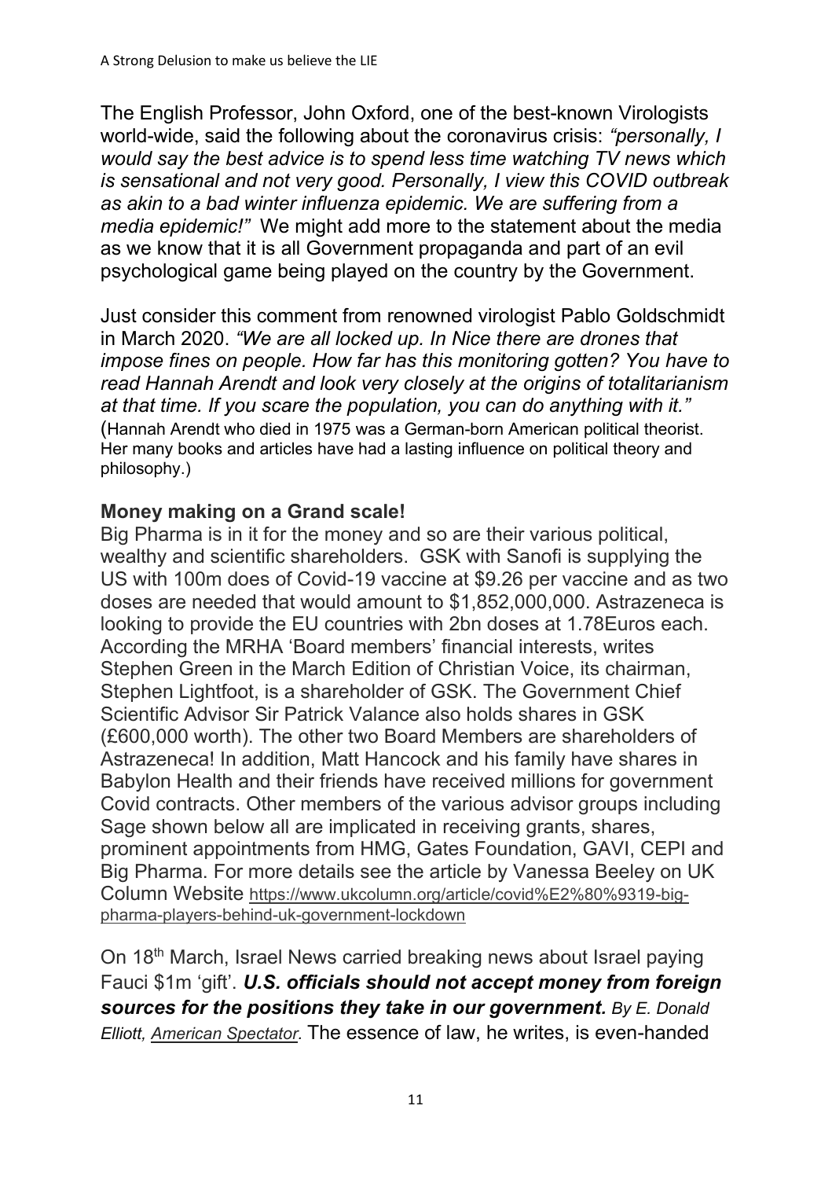The English Professor, John Oxford, one of the best-known Virologists world-wide, said the following about the coronavirus crisis: *"personally, I would say the best advice is to spend less time watching TV news which is sensational and not very good. Personally, I view this COVID outbreak as akin to a bad winter influenza epidemic. We are suffering from a media epidemic!"* We might add more to the statement about the media as we know that it is all Government propaganda and part of an evil psychological game being played on the country by the Government.

Just consider this comment from renowned virologist Pablo Goldschmidt in March 2020. *"We are all locked up. In Nice there are drones that impose fines on people. How far has this monitoring gotten? You have to read Hannah Arendt and look very closely at the origins of totalitarianism at that time. If you scare the population, you can do anything with it."* (Hannah Arendt who died in 1975 was a German-born American political theorist. Her many books and articles have had a lasting influence on political theory and philosophy.)

**Money making on a Grand scale!**

Big Pharma is in it for the money and so are their various political, wealthy and scientific shareholders. GSK with Sanofi is supplying the US with 100m does of Covid-19 vaccine at $9.26 per vaccine and as two doses are needed that would amount to $1,852,000,000. Astrazeneca is looking to provide the EU countries with 2bn doses at 1.78Euros each. According the MRHA 'Board members' financial interests, writes Stephen Green in the March Edition of Christian Voice, its chairman, Stephen Lightfoot, is a shareholder of GSK. The Government Chief Scientific Advisor Sir Patrick Valance also holds shares in GSK (£600,000 worth). The other two Board Members are shareholders of Astrazeneca! In addition, Matt Hancock and his family have shares in Babylon Health and their friends have received millions for government Covid contracts. Other members of the various advisor groups including Sage shown below all are implicated in receiving grants, shares, prominent appointments from HMG, Gates Foundation, GAVI, CEPI and Big Pharma. For more details see the article by Vanessa Beeley on UK Column Website https://www.ukcolumn.org/article/covid%E2%80%9319-big-pharma-players-behind-uk-government-lockdown

On 18th March, Israel News carried breaking news about Israel paying Fauci $1m 'gift'. ***U.S. officials should not accept money from foreign sources for the positions they take in our government.*** *By E. Donald Elliott, American Spectator.* The essence of law, he writes, is even-handed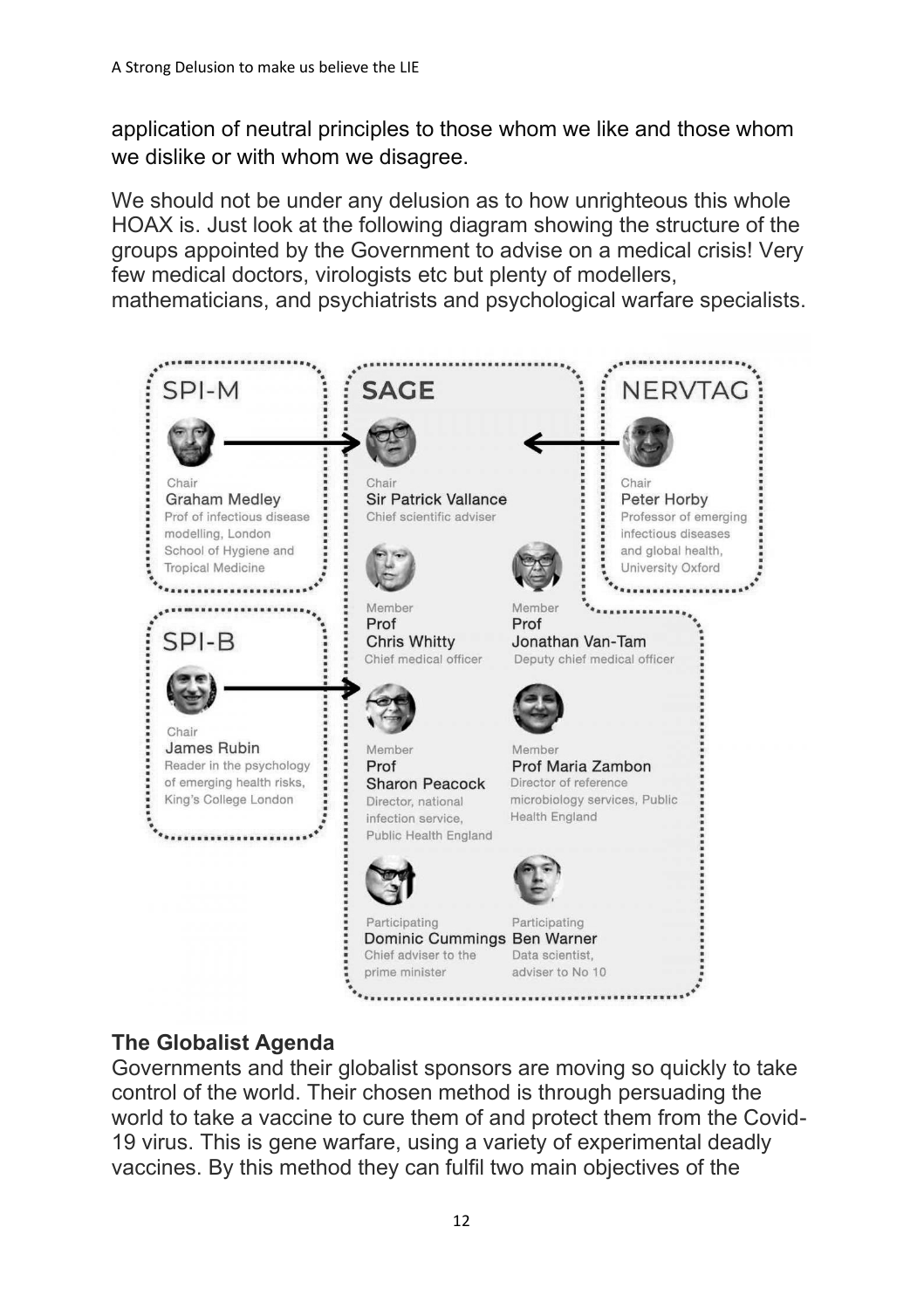application of neutral principles to those whom we like and those whom we dislike or with whom we disagree.

We should not be under any delusion as to how unrighteous this whole HOAX is. Just look at the following diagram showing the structure of the groups appointed by the Government to advise on a medical crisis! Very few medical doctors, virologists etc but plenty of modellers, mathematicians, and psychiatrists and psychological warfare specialists.

**SPI-M**

Chair
Graham Medley
Prof of infectious disease modelling, London School of Hygiene and Tropical Medicine

**SAGE**

Chair
Sir Patrick Vallance
Chief scientific adviser

Member
Prof
Chris Whitty
Chief medical officer

Member
Prof
Jonathan Van-Tam
Deputy chief medical officer

Member
Prof
Sharon Peacock
Director, national infection service, Public Health England

Member
Prof Maria Zambon
Director of reference microbiology services, Public Health England

Participating
Dominic Cummings
Chief adviser to the prime minister

Participating
Ben Warner
Data scientist, adviser to No 10

**NERVTAG**

Chair
Peter Horby
Professor of emerging infectious diseases and global health, University Oxford

**SPI-B**

Chair
James Rubin
Reader in the psychology of emerging health risks, King's College London

### The Globalist Agenda

Governments and their globalist sponsors are moving so quickly to take control of the world. Their chosen method is through persuading the world to take a vaccine to cure them of and protect them from the Covid-19 virus. This is gene warfare, using a variety of experimental deadly vaccines. By this method they can fulfil two main objectives of the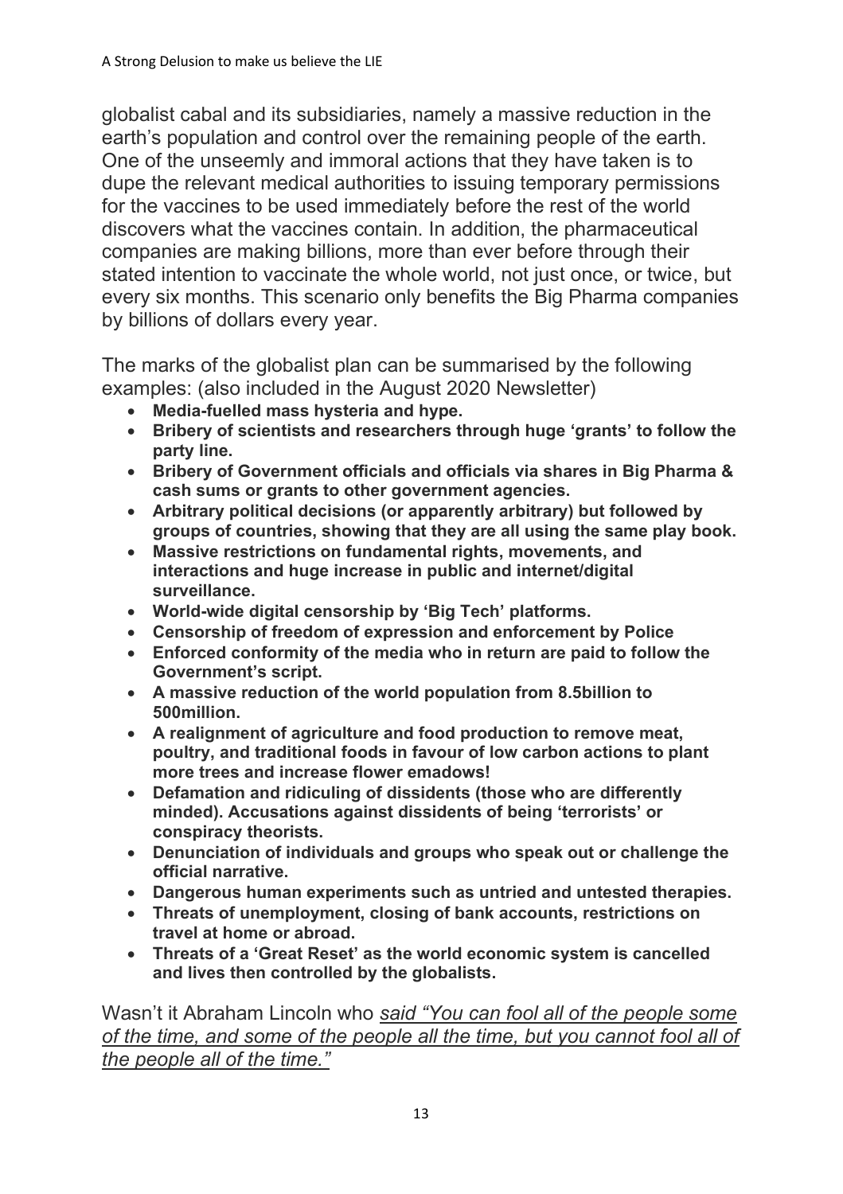globalist cabal and its subsidiaries, namely a massive reduction in the earth's population and control over the remaining people of the earth. One of the unseemly and immoral actions that they have taken is to dupe the relevant medical authorities to issuing temporary permissions for the vaccines to be used immediately before the rest of the world discovers what the vaccines contain. In addition, the pharmaceutical companies are making billions, more than ever before through their stated intention to vaccinate the whole world, not just once, or twice, but every six months. This scenario only benefits the Big Pharma companies by billions of dollars every year.

The marks of the globalist plan can be summarised by the following examples: (also included in the August 2020 Newsletter)

- **Media-fuelled mass hysteria and hype.**
- **Bribery of scientists and researchers through huge 'grants' to follow the party line.**
- **Bribery of Government officials and officials via shares in Big Pharma & cash sums or grants to other government agencies.**
- **Arbitrary political decisions (or apparently arbitrary) but followed by groups of countries, showing that they are all using the same play book.**
- **Massive restrictions on fundamental rights, movements, and interactions and huge increase in public and internet/digital surveillance.**
- **World-wide digital censorship by 'Big Tech' platforms.**
- **Censorship of freedom of expression and enforcement by Police**
- **Enforced conformity of the media who in return are paid to follow the Government's script.**
- **A massive reduction of the world population from 8.5billion to 500million.**
- **A realignment of agriculture and food production to remove meat, poultry, and traditional foods in favour of low carbon actions to plant more trees and increase flower emadows!**
- **Defamation and ridiculing of dissidents (those who are differently minded). Accusations against dissidents of being 'terrorists' or conspiracy theorists.**
- **Denunciation of individuals and groups who speak out or challenge the official narrative.**
- **Dangerous human experiments such as untried and untested therapies.**
- **Threats of unemployment, closing of bank accounts, restrictions on travel at home or abroad.**
- **Threats of a 'Great Reset' as the world economic system is cancelled and lives then controlled by the globalists.**

Wasn't it Abraham Lincoln who *said "You can fool all of the people some of the time, and some of the people all the time, but you cannot fool all of the people all of the time."*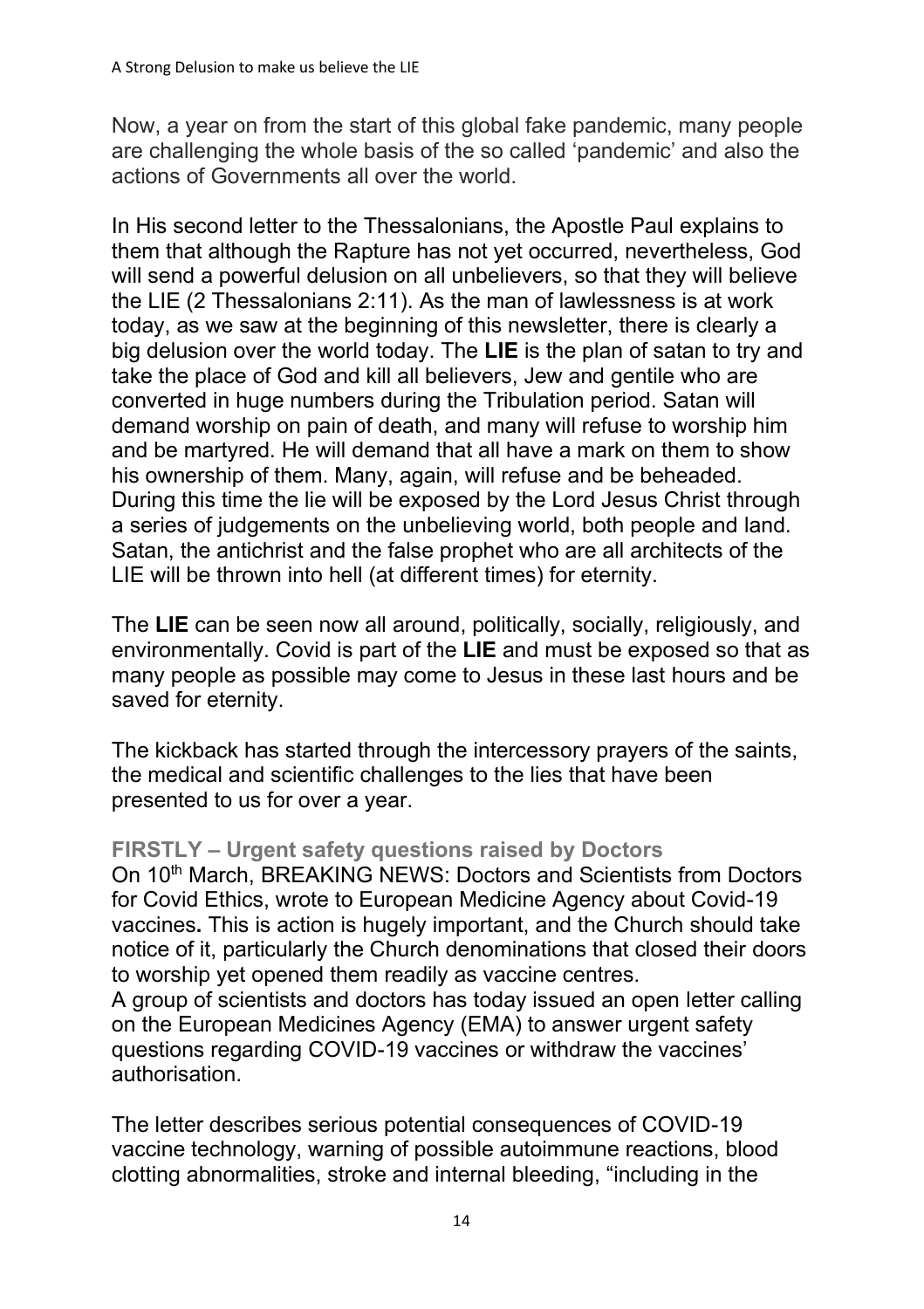Now, a year on from the start of this global fake pandemic, many people are challenging the whole basis of the so called 'pandemic' and also the actions of Governments all over the world.

In His second letter to the Thessalonians, the Apostle Paul explains to them that although the Rapture has not yet occurred, nevertheless, God will send a powerful delusion on all unbelievers, so that they will believe the LIE (2 Thessalonians 2:11). As the man of lawlessness is at work today, as we saw at the beginning of this newsletter, there is clearly a big delusion over the world today. The **LIE** is the plan of satan to try and take the place of God and kill all believers, Jew and gentile who are converted in huge numbers during the Tribulation period. Satan will demand worship on pain of death, and many will refuse to worship him and be martyred. He will demand that all have a mark on them to show his ownership of them. Many, again, will refuse and be beheaded. During this time the lie will be exposed by the Lord Jesus Christ through a series of judgements on the unbelieving world, both people and land. Satan, the antichrist and the false prophet who are all architects of the LIE will be thrown into hell (at different times) for eternity.

The **LIE** can be seen now all around, politically, socially, religiously, and environmentally. Covid is part of the **LIE** and must be exposed so that as many people as possible may come to Jesus in these last hours and be saved for eternity.

The kickback has started through the intercessory prayers of the saints, the medical and scientific challenges to the lies that have been presented to us for over a year.

**FIRSTLY – Urgent safety questions raised by Doctors**

On 10th March, BREAKING NEWS: Doctors and Scientists from Doctors for Covid Ethics, wrote to European Medicine Agency about Covid-19 vaccines**.** This is action is hugely important, and the Church should take notice of it, particularly the Church denominations that closed their doors to worship yet opened them readily as vaccine centres.

A group of scientists and doctors has today issued an open letter calling on the European Medicines Agency (EMA) to answer urgent safety questions regarding COVID-19 vaccines or withdraw the vaccines' authorisation.

The letter describes serious potential consequences of COVID-19 vaccine technology, warning of possible autoimmune reactions, blood clotting abnormalities, stroke and internal bleeding, "including in the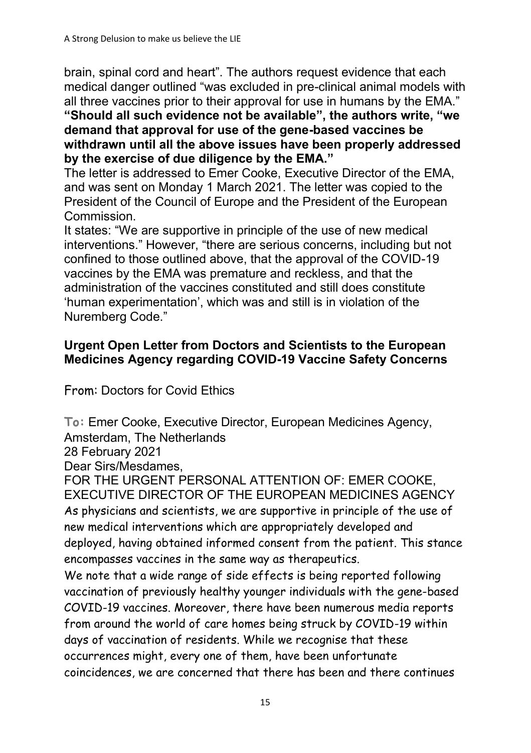brain, spinal cord and heart". The authors request evidence that each medical danger outlined "was excluded in pre-clinical animal models with all three vaccines prior to their approval for use in humans by the EMA."
**"Should all such evidence not be available", the authors write, "we demand that approval for use of the gene-based vaccines be withdrawn until all the above issues have been properly addressed by the exercise of due diligence by the EMA."**
The letter is addressed to Emer Cooke, Executive Director of the EMA, and was sent on Monday 1 March 2021. The letter was copied to the President of the Council of Europe and the President of the European Commission.
It states: "We are supportive in principle of the use of new medical interventions." However, "there are serious concerns, including but not confined to those outlined above, that the approval of the COVID-19 vaccines by the EMA was premature and reckless, and that the administration of the vaccines constituted and still does constitute 'human experimentation', which was and still is in violation of the Nuremberg Code."

**Urgent Open Letter from Doctors and Scientists to the European Medicines Agency regarding COVID-19 Vaccine Safety Concerns**

From: Doctors for Covid Ethics

**To:** Emer Cooke, Executive Director, European Medicines Agency, Amsterdam, The Netherlands
28 February 2021
Dear Sirs/Mesdames,
FOR THE URGENT PERSONAL ATTENTION OF: EMER COOKE, EXECUTIVE DIRECTOR OF THE EUROPEAN MEDICINES AGENCY
As physicians and scientists, we are supportive in principle of the use of new medical interventions which are appropriately developed and deployed, having obtained informed consent from the patient. This stance encompasses vaccines in the same way as therapeutics.
We note that a wide range of side effects is being reported following vaccination of previously healthy younger individuals with the gene-based COVID-19 vaccines. Moreover, there have been numerous media reports from around the world of care homes being struck by COVID-19 within days of vaccination of residents. While we recognise that these occurrences might, every one of them, have been unfortunate coincidences, we are concerned that there has been and there continues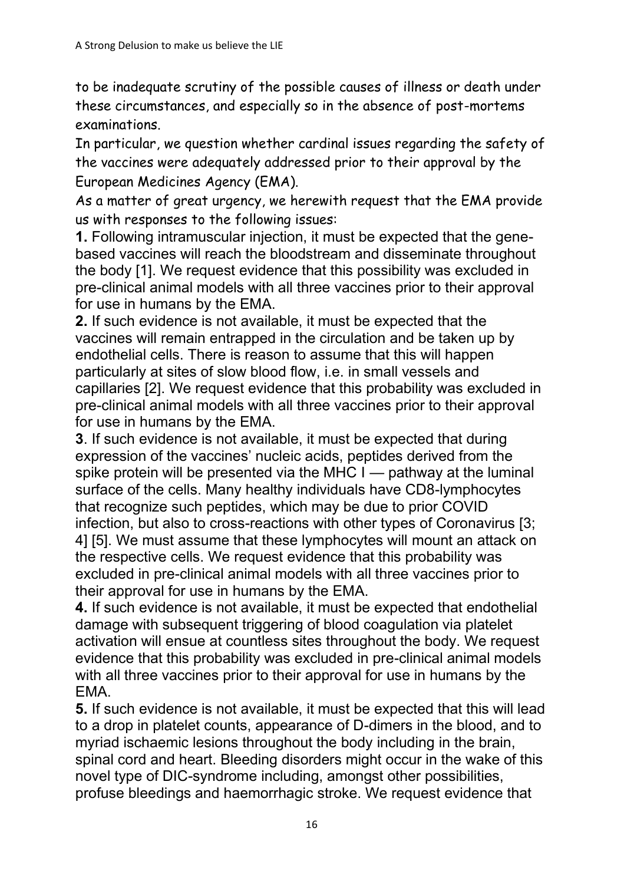to be inadequate scrutiny of the possible causes of illness or death under these circumstances, and especially so in the absence of post-mortems examinations.

In particular, we question whether cardinal issues regarding the safety of the vaccines were adequately addressed prior to their approval by the European Medicines Agency (EMA).

As a matter of great urgency, we herewith request that the EMA provide us with responses to the following issues:

**1.** Following intramuscular injection, it must be expected that the gene-based vaccines will reach the bloodstream and disseminate throughout the body [1]. We request evidence that this possibility was excluded in pre-clinical animal models with all three vaccines prior to their approval for use in humans by the EMA.

**2.** If such evidence is not available, it must be expected that the vaccines will remain entrapped in the circulation and be taken up by endothelial cells. There is reason to assume that this will happen particularly at sites of slow blood flow, i.e. in small vessels and capillaries [2]. We request evidence that this probability was excluded in pre-clinical animal models with all three vaccines prior to their approval for use in humans by the EMA.

**3**. If such evidence is not available, it must be expected that during expression of the vaccines' nucleic acids, peptides derived from the spike protein will be presented via the MHC I — pathway at the luminal surface of the cells. Many healthy individuals have CD8-lymphocytes that recognize such peptides, which may be due to prior COVID infection, but also to cross-reactions with other types of Coronavirus [3; 4] [5]. We must assume that these lymphocytes will mount an attack on the respective cells. We request evidence that this probability was excluded in pre-clinical animal models with all three vaccines prior to their approval for use in humans by the EMA.

**4.** If such evidence is not available, it must be expected that endothelial damage with subsequent triggering of blood coagulation via platelet activation will ensue at countless sites throughout the body. We request evidence that this probability was excluded in pre-clinical animal models with all three vaccines prior to their approval for use in humans by the EMA.

**5.** If such evidence is not available, it must be expected that this will lead to a drop in platelet counts, appearance of D-dimers in the blood, and to myriad ischaemic lesions throughout the body including in the brain, spinal cord and heart. Bleeding disorders might occur in the wake of this novel type of DIC-syndrome including, amongst other possibilities, profuse bleedings and haemorrhagic stroke. We request evidence that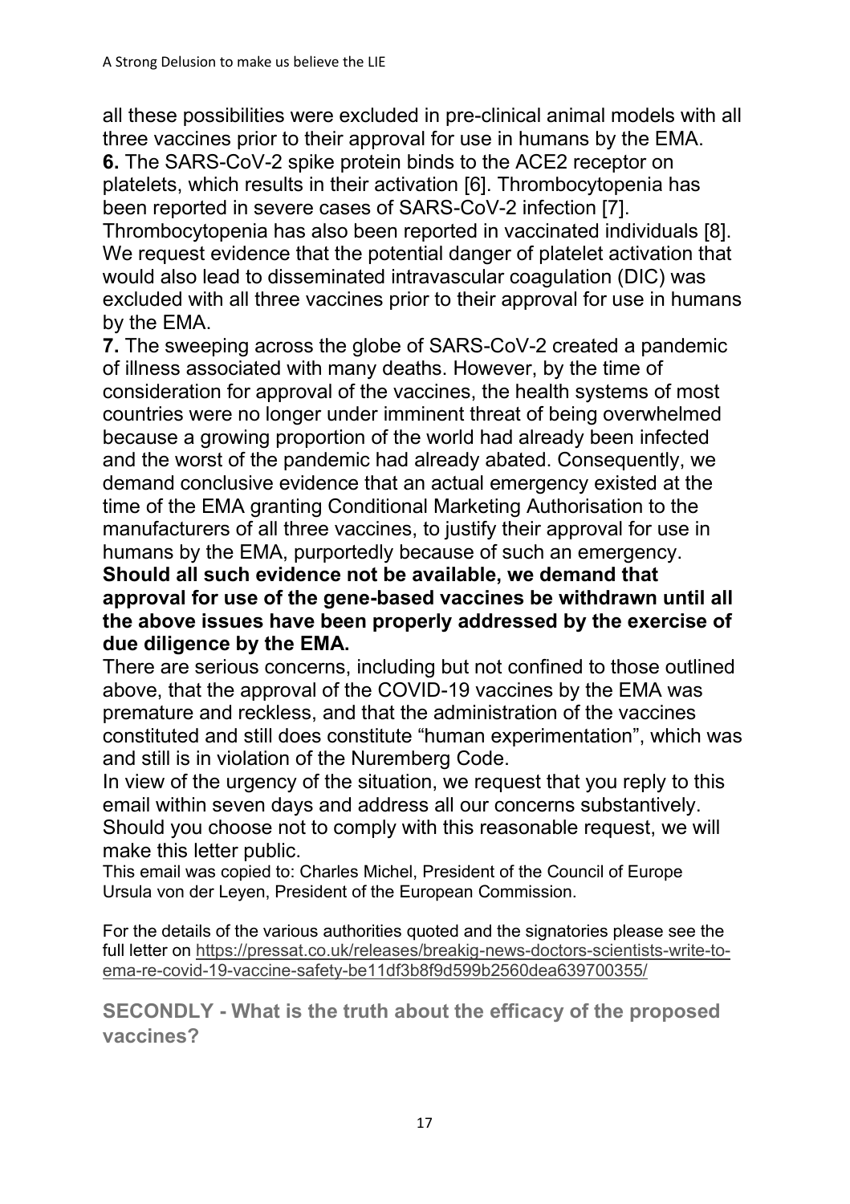all these possibilities were excluded in pre-clinical animal models with all three vaccines prior to their approval for use in humans by the EMA.

**6.** The SARS-CoV-2 spike protein binds to the ACE2 receptor on platelets, which results in their activation [6]. Thrombocytopenia has been reported in severe cases of SARS-CoV-2 infection [7]. Thrombocytopenia has also been reported in vaccinated individuals [8]. We request evidence that the potential danger of platelet activation that would also lead to disseminated intravascular coagulation (DIC) was excluded with all three vaccines prior to their approval for use in humans by the EMA.

**7.** The sweeping across the globe of SARS-CoV-2 created a pandemic of illness associated with many deaths. However, by the time of consideration for approval of the vaccines, the health systems of most countries were no longer under imminent threat of being overwhelmed because a growing proportion of the world had already been infected and the worst of the pandemic had already abated. Consequently, we demand conclusive evidence that an actual emergency existed at the time of the EMA granting Conditional Marketing Authorisation to the manufacturers of all three vaccines, to justify their approval for use in humans by the EMA, purportedly because of such an emergency.

**Should all such evidence not be available, we demand that approval for use of the gene-based vaccines be withdrawn until all the above issues have been properly addressed by the exercise of due diligence by the EMA.**

There are serious concerns, including but not confined to those outlined above, that the approval of the COVID-19 vaccines by the EMA was premature and reckless, and that the administration of the vaccines constituted and still does constitute "human experimentation", which was and still is in violation of the Nuremberg Code.

In view of the urgency of the situation, we request that you reply to this email within seven days and address all our concerns substantively. Should you choose not to comply with this reasonable request, we will make this letter public.

This email was copied to: Charles Michel, President of the Council of Europe Ursula von der Leyen, President of the European Commission.

For the details of the various authorities quoted and the signatories please see the full letter on https://pressat.co.uk/releases/breakig-news-doctors-scientists-write-to-ema-re-covid-19-vaccine-safety-be11df3b8f9d599b2560dea639700355/

## SECONDLY - What is the truth about the efficacy of the proposed vaccines?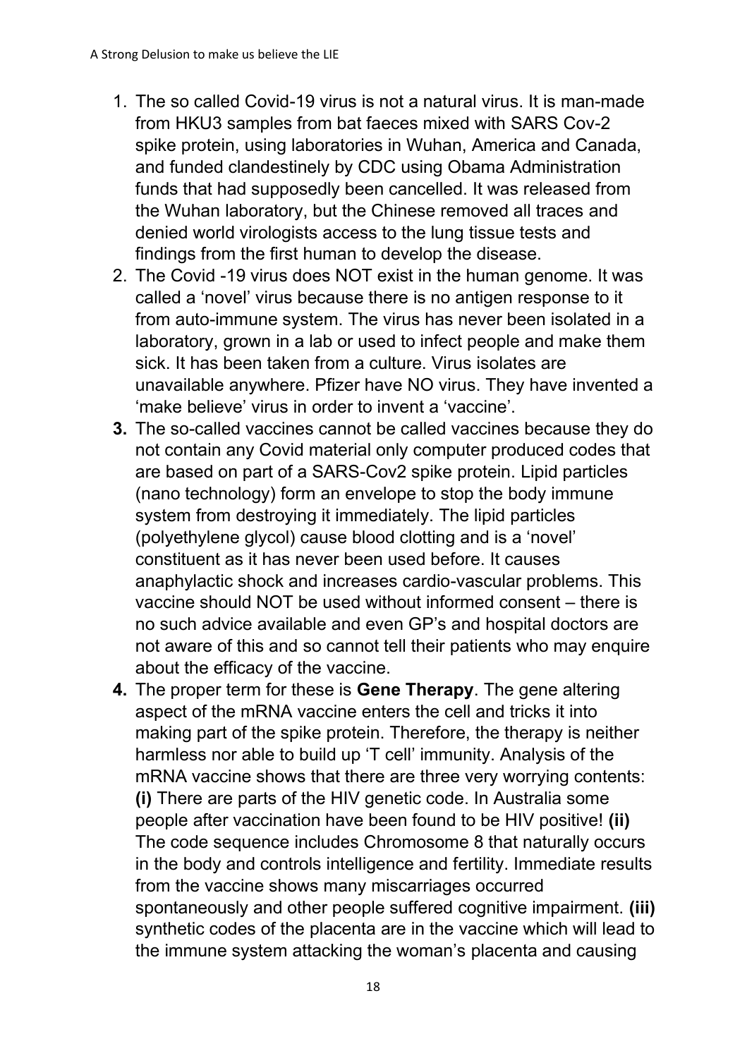1. The so called Covid-19 virus is not a natural virus. It is man-made from HKU3 samples from bat faeces mixed with SARS Cov-2 spike protein, using laboratories in Wuhan, America and Canada, and funded clandestinely by CDC using Obama Administration funds that had supposedly been cancelled. It was released from the Wuhan laboratory, but the Chinese removed all traces and denied world virologists access to the lung tissue tests and findings from the first human to develop the disease.
2. The Covid -19 virus does NOT exist in the human genome. It was called a 'novel' virus because there is no antigen response to it from auto-immune system. The virus has never been isolated in a laboratory, grown in a lab or used to infect people and make them sick. It has been taken from a culture. Virus isolates are unavailable anywhere. Pfizer have NO virus. They have invented a 'make believe' virus in order to invent a 'vaccine'.
3. The so-called vaccines cannot be called vaccines because they do not contain any Covid material only computer produced codes that are based on part of a SARS-Cov2 spike protein. Lipid particles (nano technology) form an envelope to stop the body immune system from destroying it immediately. The lipid particles (polyethylene glycol) cause blood clotting and is a 'novel' constituent as it has never been used before. It causes anaphylactic shock and increases cardio-vascular problems. This vaccine should NOT be used without informed consent – there is no such advice available and even GP's and hospital doctors are not aware of this and so cannot tell their patients who may enquire about the efficacy of the vaccine.
4. The proper term for these is **Gene Therapy**. The gene altering aspect of the mRNA vaccine enters the cell and tricks it into making part of the spike protein. Therefore, the therapy is neither harmless nor able to build up 'T cell' immunity. Analysis of the mRNA vaccine shows that there are three very worrying contents: **(i)** There are parts of the HIV genetic code. In Australia some people after vaccination have been found to be HIV positive! **(ii)** The code sequence includes Chromosome 8 that naturally occurs in the body and controls intelligence and fertility. Immediate results from the vaccine shows many miscarriages occurred spontaneously and other people suffered cognitive impairment. **(iii)** synthetic codes of the placenta are in the vaccine which will lead to the immune system attacking the woman's placenta and causing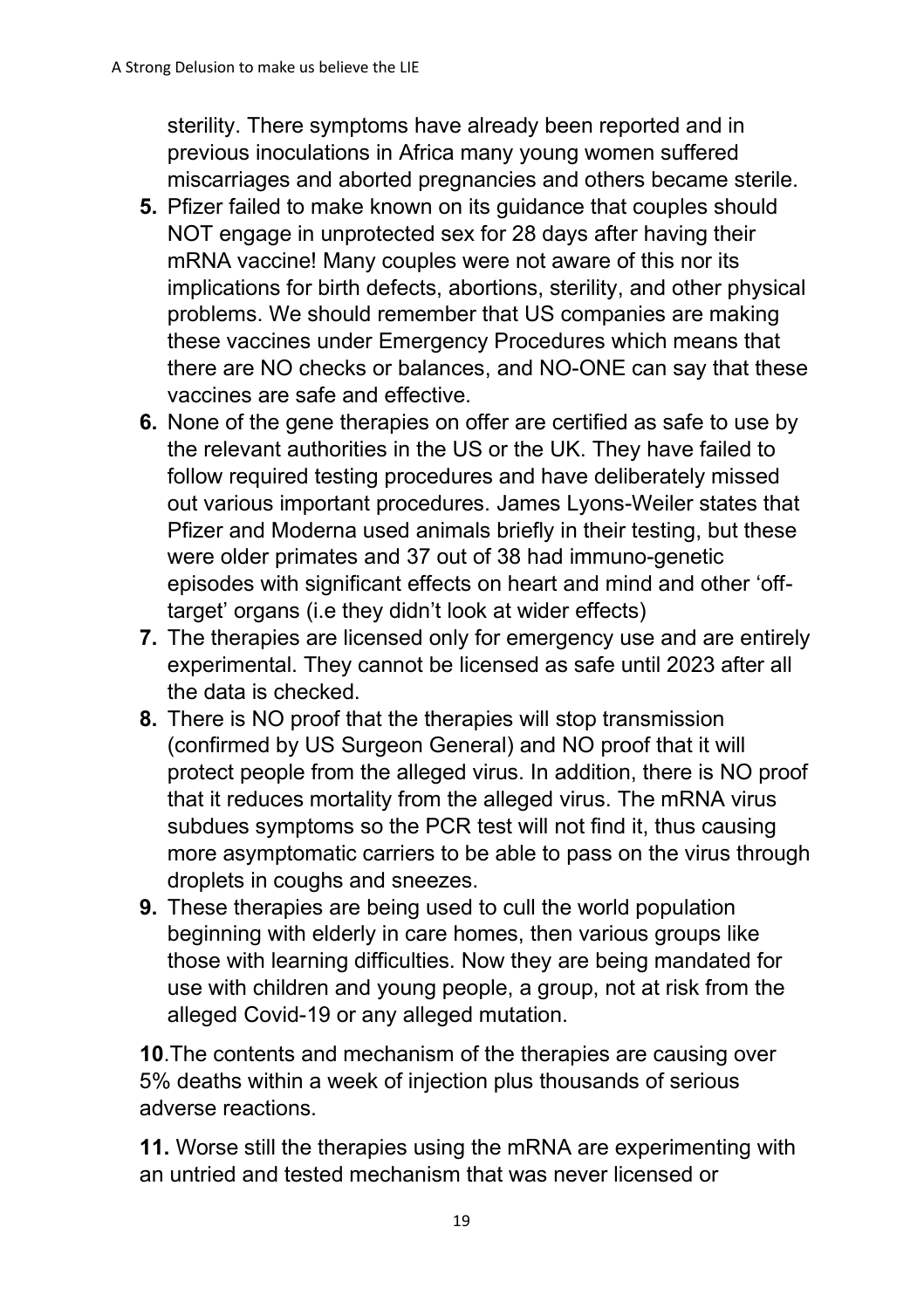sterility. There symptoms have already been reported and in previous inoculations in Africa many young women suffered miscarriages and aborted pregnancies and others became sterile.

5. Pfizer failed to make known on its guidance that couples should NOT engage in unprotected sex for 28 days after having their mRNA vaccine! Many couples were not aware of this nor its implications for birth defects, abortions, sterility, and other physical problems. We should remember that US companies are making these vaccines under Emergency Procedures which means that there are NO checks or balances, and NO-ONE can say that these vaccines are safe and effective.
6. None of the gene therapies on offer are certified as safe to use by the relevant authorities in the US or the UK. They have failed to follow required testing procedures and have deliberately missed out various important procedures. James Lyons-Weiler states that Pfizer and Moderna used animals briefly in their testing, but these were older primates and 37 out of 38 had immuno-genetic episodes with significant effects on heart and mind and other 'off-target' organs (i.e they didn't look at wider effects)
7. The therapies are licensed only for emergency use and are entirely experimental. They cannot be licensed as safe until 2023 after all the data is checked.
8. There is NO proof that the therapies will stop transmission (confirmed by US Surgeon General) and NO proof that it will protect people from the alleged virus. In addition, there is NO proof that it reduces mortality from the alleged virus. The mRNA virus subdues symptoms so the PCR test will not find it, thus causing more asymptomatic carriers to be able to pass on the virus through droplets in coughs and sneezes.
9. These therapies are being used to cull the world population beginning with elderly in care homes, then various groups like those with learning difficulties. Now they are being mandated for use with children and young people, a group, not at risk from the alleged Covid-19 or any alleged mutation.

**10**.The contents and mechanism of the therapies are causing over 5% deaths within a week of injection plus thousands of serious adverse reactions.

**11.** Worse still the therapies using the mRNA are experimenting with an untried and tested mechanism that was never licensed or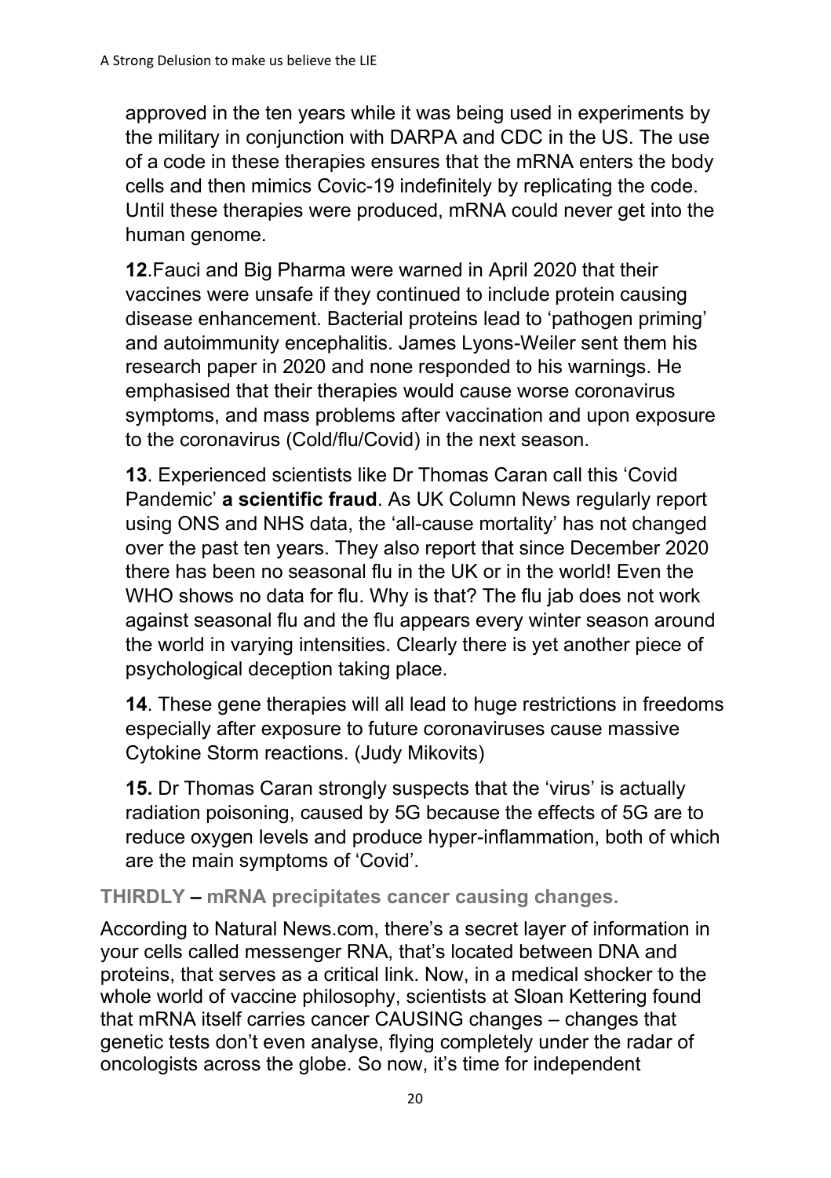approved in the ten years while it was being used in experiments by the military in conjunction with DARPA and CDC in the US. The use of a code in these therapies ensures that the mRNA enters the body cells and then mimics Covic-19 indefinitely by replicating the code. Until these therapies were produced, mRNA could never get into the human genome.

**12**.Fauci and Big Pharma were warned in April 2020 that their vaccines were unsafe if they continued to include protein causing disease enhancement. Bacterial proteins lead to 'pathogen priming' and autoimmunity encephalitis. James Lyons-Weiler sent them his research paper in 2020 and none responded to his warnings. He emphasised that their therapies would cause worse coronavirus symptoms, and mass problems after vaccination and upon exposure to the coronavirus (Cold/flu/Covid) in the next season.

**13**. Experienced scientists like Dr Thomas Caran call this 'Covid Pandemic' **a scientific fraud**. As UK Column News regularly report using ONS and NHS data, the 'all-cause mortality' has not changed over the past ten years. They also report that since December 2020 there has been no seasonal flu in the UK or in the world! Even the WHO shows no data for flu. Why is that? The flu jab does not work against seasonal flu and the flu appears every winter season around the world in varying intensities. Clearly there is yet another piece of psychological deception taking place.

**14**. These gene therapies will all lead to huge restrictions in freedoms especially after exposure to future coronaviruses cause massive Cytokine Storm reactions. (Judy Mikovits)

**15.** Dr Thomas Caran strongly suspects that the 'virus' is actually radiation poisoning, caused by 5G because the effects of 5G are to reduce oxygen levels and produce hyper-inflammation, both of which are the main symptoms of 'Covid'.

### THIRDLY – mRNA precipitates cancer causing changes.

According to Natural News.com, there's a secret layer of information in your cells called messenger RNA, that's located between DNA and proteins, that serves as a critical link. Now, in a medical shocker to the whole world of vaccine philosophy, scientists at Sloan Kettering found that mRNA itself carries cancer CAUSING changes – changes that genetic tests don't even analyse, flying completely under the radar of oncologists across the globe. So now, it's time for independent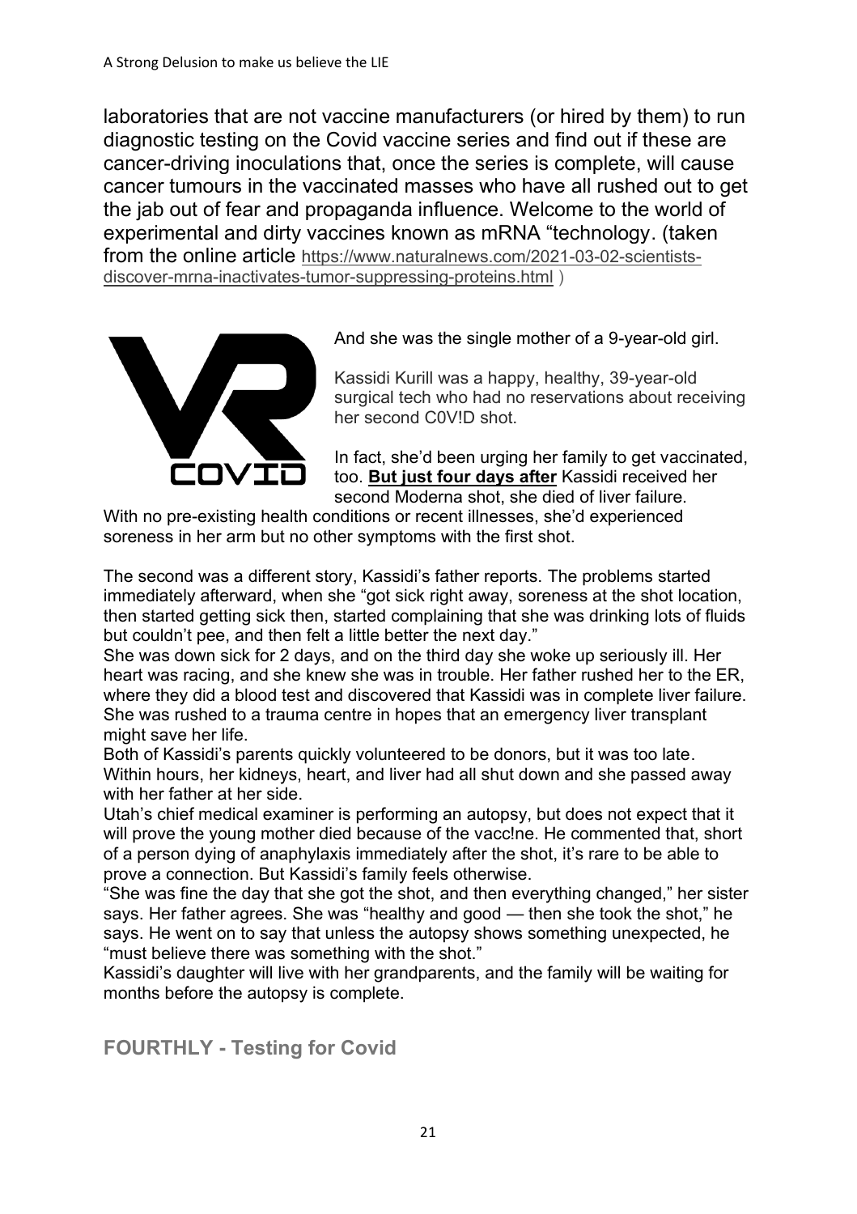laboratories that are not vaccine manufacturers (or hired by them) to run diagnostic testing on the Covid vaccine series and find out if these are cancer-driving inoculations that, once the series is complete, will cause cancer tumours in the vaccinated masses who have all rushed out to get the jab out of fear and propaganda influence. Welcome to the world of experimental and dirty vaccines known as mRNA "technology. (taken from the online article https://www.naturalnews.com/2021-03-02-scientists-discover-mrna-inactivates-tumor-suppressing-proteins.html )

And she was the single mother of a 9-year-old girl.

Kassidi Kurill was a happy, healthy, 39-year-old surgical tech who had no reservations about receiving her second C0V!D shot.

In fact, she'd been urging her family to get vaccinated, too. **But just four days after** Kassidi received her second Moderna shot, she died of liver failure.

With no pre-existing health conditions or recent illnesses, she'd experienced soreness in her arm but no other symptoms with the first shot.

The second was a different story, Kassidi's father reports. The problems started immediately afterward, when she "got sick right away, soreness at the shot location, then started getting sick then, started complaining that she was drinking lots of fluids but couldn't pee, and then felt a little better the next day."

She was down sick for 2 days, and on the third day she woke up seriously ill. Her heart was racing, and she knew she was in trouble. Her father rushed her to the ER, where they did a blood test and discovered that Kassidi was in complete liver failure. She was rushed to a trauma centre in hopes that an emergency liver transplant might save her life.

Both of Kassidi's parents quickly volunteered to be donors, but it was too late. Within hours, her kidneys, heart, and liver had all shut down and she passed away with her father at her side.

Utah's chief medical examiner is performing an autopsy, but does not expect that it will prove the young mother died because of the vacc!ne. He commented that, short of a person dying of anaphylaxis immediately after the shot, it's rare to be able to prove a connection. But Kassidi's family feels otherwise.

"She was fine the day that she got the shot, and then everything changed," her sister says. Her father agrees. She was "healthy and good — then she took the shot," he says. He went on to say that unless the autopsy shows something unexpected, he "must believe there was something with the shot."

Kassidi's daughter will live with her grandparents, and the family will be waiting for months before the autopsy is complete.

## FOURTHLY - Testing for Covid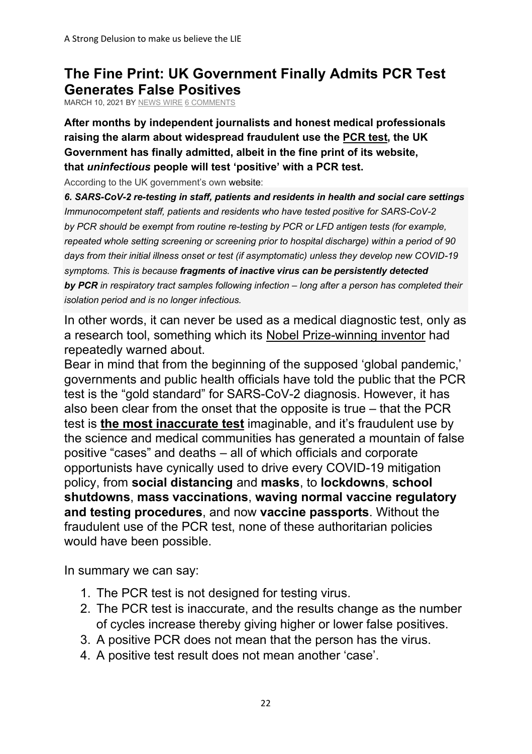## The Fine Print: UK Government Finally Admits PCR Test Generates False Positives

MARCH 10, 2021 BY NEWS WIRE 6 COMMENTS

**After months by independent journalists and honest medical professionals raising the alarm about widespread fraudulent use the PCR test, the UK Government has finally admitted, albeit in the fine print of its website, that *uninfectious* people will test 'positive' with a PCR test.**

According to the UK government's own website:

> ***6. SARS-CoV-2 re-testing in staff, patients and residents in health and social care settings***
> *Immunocompetent staff, patients and residents who have tested positive for SARS-CoV-2 by PCR should be exempt from routine re-testing by PCR or LFD antigen tests (for example, repeated whole setting screening or screening prior to hospital discharge) within a period of 90 days from their initial illness onset or test (if asymptomatic) unless they develop new COVID-19 symptoms. This is because* ***fragments of inactive virus can be persistently detected by PCR*** *in respiratory tract samples following infection – long after a person has completed their isolation period and is no longer infectious.*

In other words, it can never be used as a medical diagnostic test, only as a research tool, something which its Nobel Prize-winning inventor had repeatedly warned about.

Bear in mind that from the beginning of the supposed 'global pandemic,' governments and public health officials have told the public that the PCR test is the "gold standard" for SARS-CoV-2 diagnosis. However, it has also been clear from the onset that the opposite is true – that the PCR test is **the most inaccurate test** imaginable, and it's fraudulent use by the science and medical communities has generated a mountain of false positive "cases" and deaths – all of which officials and corporate opportunists have cynically used to drive every COVID-19 mitigation policy, from **social distancing** and **masks**, to **lockdowns**, **school shutdowns**, **mass vaccinations**, **waving normal vaccine regulatory and testing procedures**, and now **vaccine passports**. Without the fraudulent use of the PCR test, none of these authoritarian policies would have been possible.

In summary we can say:

1. The PCR test is not designed for testing virus.
2. The PCR test is inaccurate, and the results change as the number of cycles increase thereby giving higher or lower false positives.
3. A positive PCR does not mean that the person has the virus.
4. A positive test result does not mean another 'case'.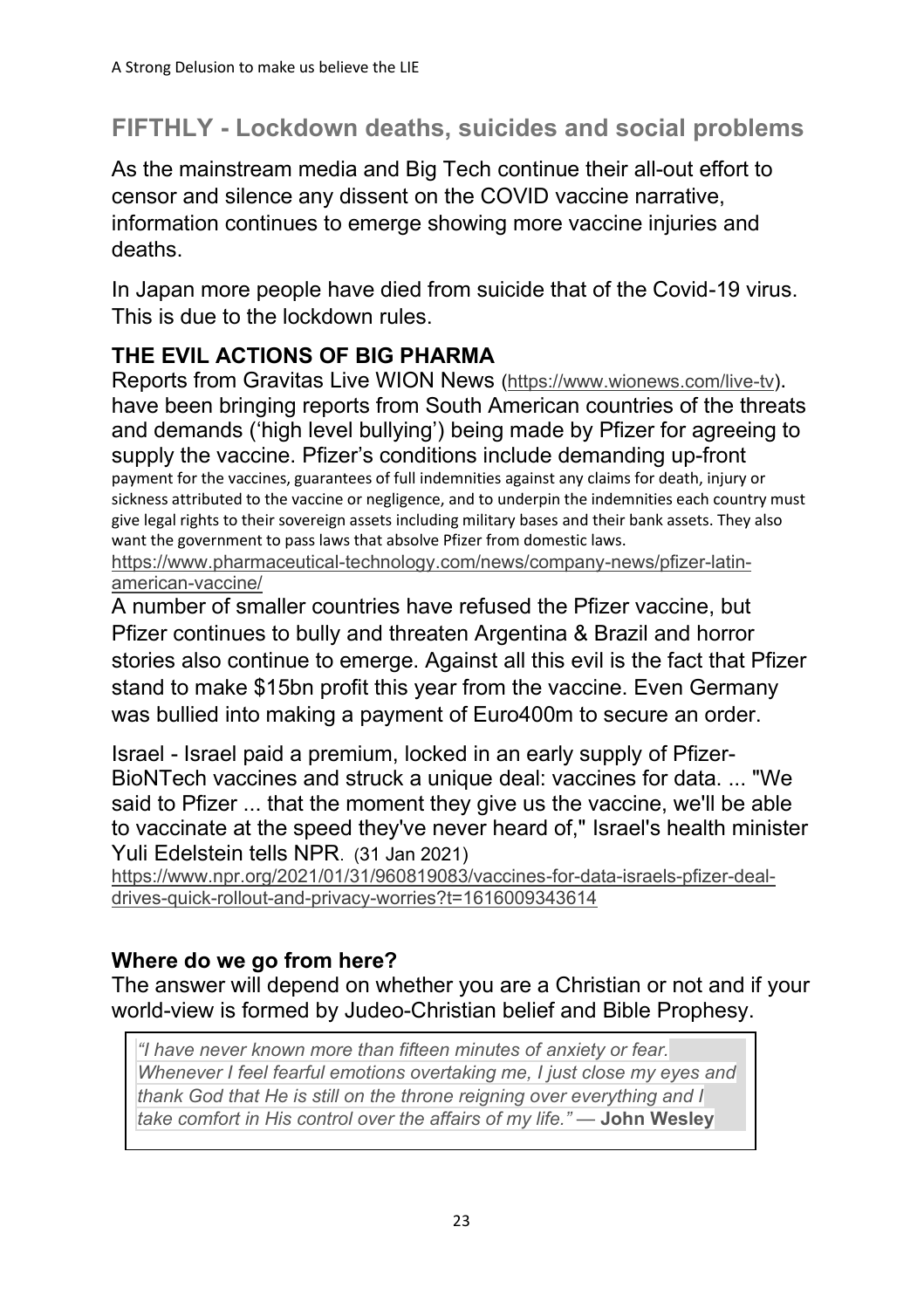## FIFTHLY - Lockdown deaths, suicides and social problems

As the mainstream media and Big Tech continue their all-out effort to censor and silence any dissent on the COVID vaccine narrative, information continues to emerge showing more vaccine injuries and deaths.

In Japan more people have died from suicide that of the Covid-19 virus. This is due to the lockdown rules.

### THE EVIL ACTIONS OF BIG PHARMA

Reports from Gravitas Live WION News (https://www.wionews.com/live-tv). have been bringing reports from South American countries of the threats and demands ('high level bullying') being made by Pfizer for agreeing to supply the vaccine. Pfizer's conditions include demanding up-front payment for the vaccines, guarantees of full indemnities against any claims for death, injury or sickness attributed to the vaccine or negligence, and to underpin the indemnities each country must give legal rights to their sovereign assets including military bases and their bank assets. They also want the government to pass laws that absolve Pfizer from domestic laws.
https://www.pharmaceutical-technology.com/news/company-news/pfizer-latin-american-vaccine/

A number of smaller countries have refused the Pfizer vaccine, but Pfizer continues to bully and threaten Argentina & Brazil and horror stories also continue to emerge. Against all this evil is the fact that Pfizer stand to make $15bn profit this year from the vaccine. Even Germany was bullied into making a payment of Euro400m to secure an order.

Israel - Israel paid a premium, locked in an early supply of Pfizer-BioNTech vaccines and struck a unique deal: vaccines for data. ... "We said to Pfizer ... that the moment they give us the vaccine, we'll be able to vaccinate at the speed they've never heard of," Israel's health minister Yuli Edelstein tells NPR. (31 Jan 2021)
https://www.npr.org/2021/01/31/960819083/vaccines-for-data-israels-pfizer-deal-drives-quick-rollout-and-privacy-worries?t=1616009343614

### Where do we go from here?

The answer will depend on whether you are a Christian or not and if your world-view is formed by Judeo-Christian belief and Bible Prophesy.

> *"I have never known more than fifteen minutes of anxiety or fear. Whenever I feel fearful emotions overtaking me, I just close my eyes and thank God that He is still on the throne reigning over everything and I take comfort in His control over the affairs of my life."* — **John Wesley**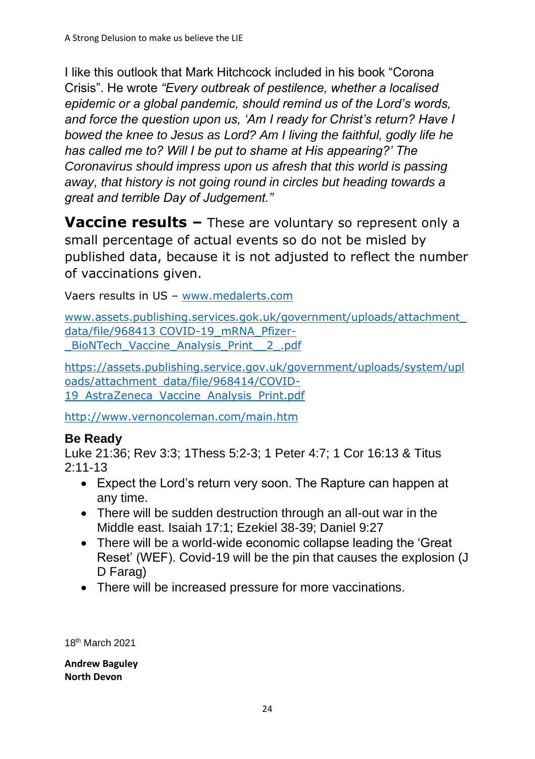I like this outlook that Mark Hitchcock included in his book “Corona Crisis”. He wrote *“Every outbreak of pestilence, whether a localised epidemic or a global pandemic, should remind us of the Lord’s words, and force the question upon us, ‘Am I ready for Christ’s return? Have I bowed the knee to Jesus as Lord? Am I living the faithful, godly life he has called me to? Will I be put to shame at His appearing?’ The Coronavirus should impress upon us afresh that this world is passing away, that history is not going round in circles but heading towards a great and terrible Day of Judgement.”*

**Vaccine results –** These are voluntary so represent only a small percentage of actual events so do not be misled by published data, because it is not adjusted to reflect the number of vaccinations given.

Vaers results in US – www.medalerts.com

www.assets.publishing.services.gok.uk/government/uploads/attachment_data/file/968413 COVID-19_mRNA_Pfizer-_BioNTech_Vaccine_Analysis_Print__2_.pdf

https://assets.publishing.service.gov.uk/government/uploads/system/uploads/attachment_data/file/968414/COVID-19_AstraZeneca_Vaccine_Analysis_Print.pdf

http://www.vernoncoleman.com/main.htm

**Be Ready**

Luke 21:36; Rev 3:3; 1Thess 5:2-3; 1 Peter 4:7; 1 Cor 16:13 & Titus 2:11-13

- Expect the Lord’s return very soon. The Rapture can happen at any time.
- There will be sudden destruction through an all-out war in the Middle east. Isaiah 17:1; Ezekiel 38-39; Daniel 9:27
- There will be a world-wide economic collapse leading the ‘Great Reset’ (WEF). Covid-19 will be the pin that causes the explosion (J D Farag)
- There will be increased pressure for more vaccinations.

18th March 2021

**Andrew Baguley**
**North Devon**